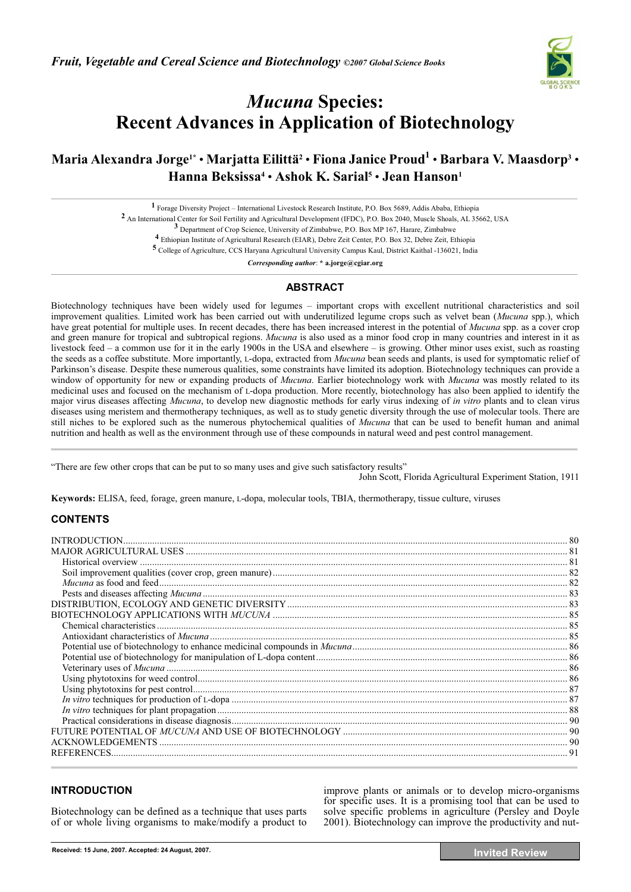*Fruit, Vegetable and Cereal Science and Biotechnology* ©2007 Global Science Books

# *Mucuna* Species: Recent Advances in Application of Biotechnology

**Maria Alexandra Jorge[1*] • Marjatta Eilittä[2] • Fiona Janice Proud[1] • Barbara V. Maasdorp[3] • Hanna Beksissa[4] • Ashok K. Sarial[5] • Jean Hanson[1]**

[1] Forage Diversity Project – International Livestock Research Institute, P.O. Box 5689, Addis Ababa, Ethiopia
[2] An International Center for Soil Fertility and Agricultural Development (IFDC), P.O. Box 2040, Muscle Shoals, AL 35662, USA
[3] Department of Crop Science, University of Zimbabwe, P.O. Box MP 167, Harare, Zimbabwe
[4] Ethiopian Institute of Agricultural Research (EIAR), Debre Zeit Center, P.O. Box 32, Debre Zeit, Ethiopia
[5] College of Agriculture, CCS Haryana Agricultural University Campus Kaul, District Kaithal -136021, India

*Corresponding author*: * a.jorge@cgiar.org

## ABSTRACT

Biotechnology techniques have been widely used for legumes – important crops with excellent nutritional characteristics and soil improvement qualities. Limited work has been carried out with underutilized legume crops such as velvet bean (*Mucuna* spp.), which have great potential for multiple uses. In recent decades, there has been increased interest in the potential of *Mucuna* spp. as a cover crop and green manure for tropical and subtropical regions. *Mucuna* is also used as a minor food crop in many countries and interest in it as livestock feed – a common use for it in the early 1900s in the USA and elsewhere – is growing. Other minor uses exist, such as roasting the seeds as a coffee substitute. More importantly, L-dopa, extracted from *Mucuna* bean seeds and plants, is used for symptomatic relief of Parkinson's disease. Despite these numerous qualities, some constraints have limited its adoption. Biotechnology techniques can provide a window of opportunity for new or expanding products of *Mucuna*. Earlier biotechnology work with *Mucuna* was mostly related to its medicinal uses and focused on the mechanism of L-dopa production. More recently, biotechnology has also been applied to identify the major virus diseases affecting *Mucuna*, to develop new diagnostic methods for early virus indexing of *in vitro* plants and to clean virus diseases using meristem and thermotherapy techniques, as well as to study genetic diversity through the use of molecular tools. There are still niches to be explored such as the numerous phytochemical qualities of *Mucuna* that can be used to benefit human and animal nutrition and health as well as the environment through use of these compounds in natural weed and pest control management.

"There are few other crops that can be put to so many uses and give such satisfactory results"
John Scott, Florida Agricultural Experiment Station, 1911

**Keywords:** ELISA, feed, forage, green manure, L-dopa, molecular tools, TBIA, thermotherapy, tissue culture, viruses

## CONTENTS

- INTRODUCTION ... 80
- MAJOR AGRICULTURAL USES ... 81
  - Historical overview ... 81
  - Soil improvement qualities (cover crop, green manure) ... 82
  - *Mucuna* as food and feed ... 82
  - Pests and diseases affecting *Mucuna* ... 83
- DISTRIBUTION, ECOLOGY AND GENETIC DIVERSITY ... 83
- BIOTECHNOLOGY APPLICATIONS WITH *MUCUNA* ... 85
  - Chemical characteristics ... 85
  - Antioxidant characteristics of *Mucuna* ... 85
  - Potential use of biotechnology to enhance medicinal compounds in *Mucuna* ... 86
  - Potential use of biotechnology for manipulation of L-dopa content ... 86
  - Veterinary uses of *Mucuna* ... 86
  - Using phytotoxins for weed control ... 86
  - Using phytotoxins for pest control ... 87
  - *In vitro* techniques for production of L-dopa ... 87
  - *In vitro* techniques for plant propagation ... 88
  - Practical considerations in disease diagnosis ... 90
- FUTURE POTENTIAL OF *MUCUNA* AND USE OF BIOTECHNOLOGY ... 90
- ACKNOWLEDGEMENTS ... 90
- REFERENCES ... 91

## INTRODUCTION

Biotechnology can be defined as a technique that uses parts of or whole living organisms to make/modify a product to improve plants or animals or to develop micro-organisms for specific uses. It is a promising tool that can be used to solve specific problems in agriculture (Persley and Doyle 2001). Biotechnology can improve the productivity and nut-

Received: 15 June, 2007. Accepted: 24 August, 2007.

**Invited Review**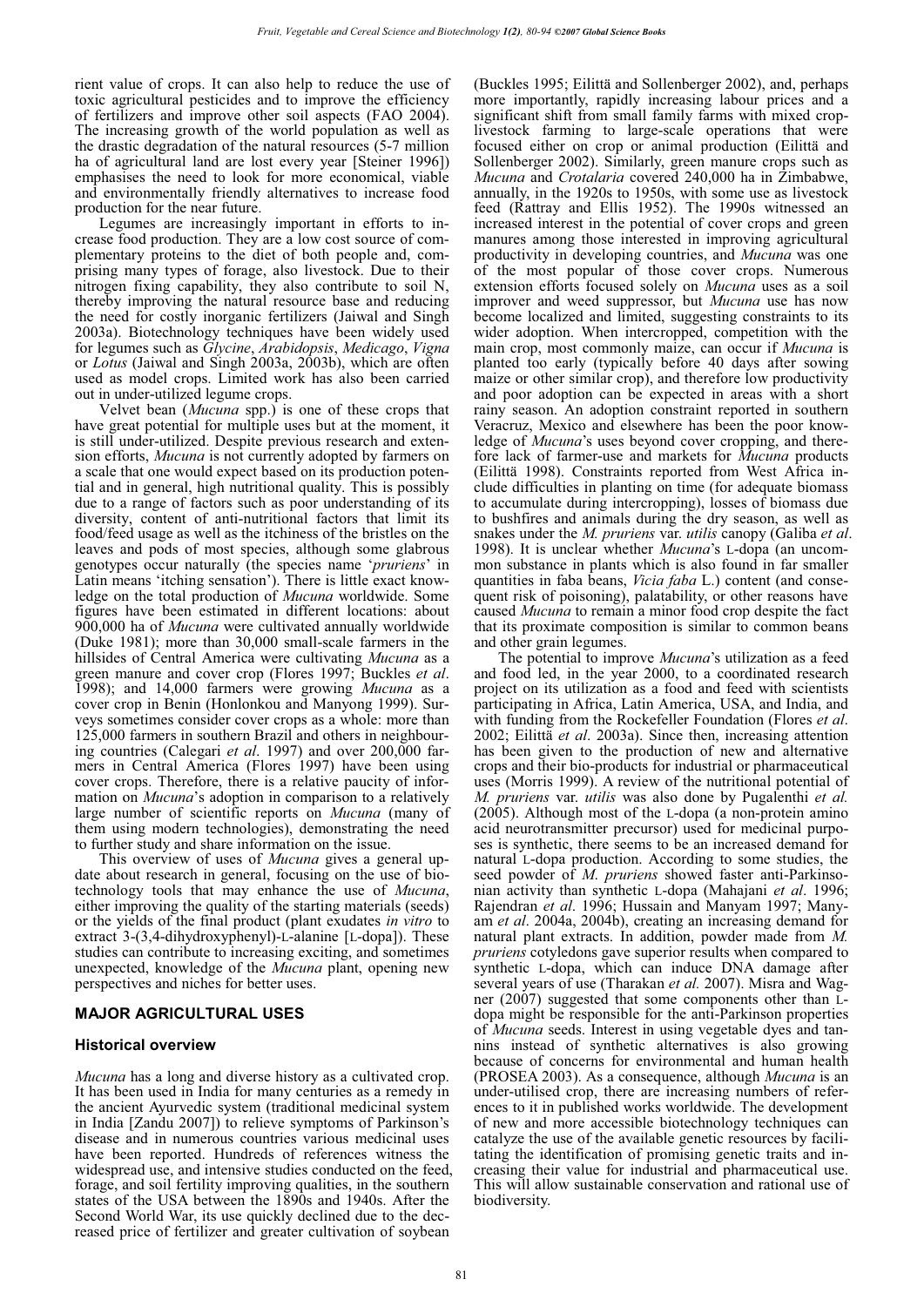rient value of crops. It can also help to reduce the use of toxic agricultural pesticides and to improve the efficiency of fertilizers and improve other soil aspects (FAO 2004). The increasing growth of the world population as well as the drastic degradation of the natural resources (5-7 million ha of agricultural land are lost every year [Steiner 1996]) emphasises the need to look for more economical, viable and environmentally friendly alternatives to increase food production for the near future.

Legumes are increasingly important in efforts to increase food production. They are a low cost source of complementary proteins to the diet of both people and, comprising many types of forage, also livestock. Due to their nitrogen fixing capability, they also contribute to soil N, thereby improving the natural resource base and reducing the need for costly inorganic fertilizers (Jaiwal and Singh 2003a). Biotechnology techniques have been widely used for legumes such as *Glycine*, *Arabidopsis*, *Medicago*, *Vigna* or *Lotus* (Jaiwal and Singh 2003a, 2003b), which are often used as model crops. Limited work has also been carried out in under-utilized legume crops.

Velvet bean (*Mucuna* spp.) is one of these crops that have great potential for multiple uses but at the moment, it is still under-utilized. Despite previous research and extension efforts, *Mucuna* is not currently adopted by farmers on a scale that one would expect based on its production potential and in general, high nutritional quality. This is possibly due to a range of factors such as poor understanding of its diversity, content of anti-nutritional factors that limit its food/feed usage as well as the itchiness of the bristles on the leaves and pods of most species, although some glabrous genotypes occur naturally (the species name '*pruriens*' in Latin means 'itching sensation'). There is little exact knowledge on the total production of *Mucuna* worldwide. Some figures have been estimated in different locations: about 900,000 ha of *Mucuna* were cultivated annually worldwide (Duke 1981); more than 30,000 small-scale farmers in the hillsides of Central America were cultivating *Mucuna* as a green manure and cover crop (Flores 1997; Buckles *et al*. 1998); and 14,000 farmers were growing *Mucuna* as a cover crop in Benin (Honlonkou and Manyong 1999). Surveys sometimes consider cover crops as a whole: more than 125,000 farmers in southern Brazil and others in neighbouring countries (Calegari *et al*. 1997) and over 200,000 farmers in Central America (Flores 1997) have been using cover crops. Therefore, there is a relative paucity of information on *Mucuna*'s adoption in comparison to a relatively large number of scientific reports on *Mucuna* (many of them using modern technologies), demonstrating the need to further study and share information on the issue.

This overview of uses of *Mucuna* gives a general update about research in general, focusing on the use of biotechnology tools that may enhance the use of *Mucuna*, either improving the quality of the starting materials (seeds) or the yields of the final product (plant exudates *in vitro* to extract 3-(3,4-dihydroxyphenyl)-L-alanine [L-dopa]). These studies can contribute to increasing exciting, and sometimes unexpected, knowledge of the *Mucuna* plant, opening new perspectives and niches for better uses.

## MAJOR AGRICULTURAL USES

### Historical overview

*Mucuna* has a long and diverse history as a cultivated crop. It has been used in India for many centuries as a remedy in the ancient Ayurvedic system (traditional medicinal system in India [Zandu 2007]) to relieve symptoms of Parkinson's disease and in numerous countries various medicinal uses have been reported. Hundreds of references witness the widespread use, and intensive studies conducted on the feed, forage, and soil fertility improving qualities, in the southern states of the USA between the 1890s and 1940s. After the Second World War, its use quickly declined due to the decreased price of fertilizer and greater cultivation of soybean (Buckles 1995; Eilittä and Sollenberger 2002), and, perhaps more importantly, rapidly increasing labour prices and a significant shift from small family farms with mixed crop-livestock farming to large-scale operations that were focused either on crop or animal production (Eilittä and Sollenberger 2002). Similarly, green manure crops such as *Mucuna* and *Crotalaria* covered 240,000 ha in Zimbabwe, annually, in the 1920s to 1950s, with some use as livestock feed (Rattray and Ellis 1952). The 1990s witnessed an increased interest in the potential of cover crops and green manures among those interested in improving agricultural productivity in developing countries, and *Mucuna* was one of the most popular of those cover crops. Numerous extension efforts focused solely on *Mucuna* uses as a soil improver and weed suppressor, but *Mucuna* use has now become localized and limited, suggesting constraints to its wider adoption. When intercropped, competition with the main crop, most commonly maize, can occur if *Mucuna* is planted too early (typically before 40 days after sowing maize or other similar crop), and therefore low productivity and poor adoption can be expected in areas with a short rainy season. An adoption constraint reported in southern Veracruz, Mexico and elsewhere has been the poor knowledge of *Mucuna*'s uses beyond cover cropping, and therefore lack of farmer-use and markets for *Mucuna* products (Eilittä 1998). Constraints reported from West Africa include difficulties in planting on time (for adequate biomass to accumulate during intercropping), losses of biomass due to bushfires and animals during the dry season, as well as snakes under the *M. pruriens* var. *utilis* canopy (Galiba *et al*. 1998). It is unclear whether *Mucuna*'s L-dopa (an uncommon substance in plants which is also found in far smaller quantities in faba beans, *Vicia faba* L.) content (and consequent risk of poisoning), palatability, or other reasons have caused *Mucuna* to remain a minor food crop despite the fact that its proximate composition is similar to common beans and other grain legumes.

The potential to improve *Mucuna*'s utilization as a feed and food led, in the year 2000, to a coordinated research project on its utilization as a food and feed with scientists participating in Africa, Latin America, USA, and India, and with funding from the Rockefeller Foundation (Flores *et al*. 2002; Eilittä *et al*. 2003a). Since then, increasing attention has been given to the production of new and alternative crops and their bio-products for industrial or pharmaceutical uses (Morris 1999). A review of the nutritional potential of *M. pruriens* var. *utilis* was also done by Pugalenthi *et al.* (2005). Although most of the L-dopa (a non-protein amino acid neurotransmitter precursor) used for medicinal purposes is synthetic, there seems to be an increased demand for natural L-dopa production. According to some studies, the seed powder of *M. pruriens* showed faster anti-Parkinsonian activity than synthetic L-dopa (Mahajani *et al*. 1996; Rajendran *et al*. 1996; Hussain and Manyam 1997; Manyam *et al*. 2004a, 2004b), creating an increasing demand for natural plant extracts. In addition, powder made from *M. pruriens* cotyledons gave superior results when compared to synthetic L-dopa, which can induce DNA damage after several years of use (Tharakan *et al.* 2007). Misra and Wagner (2007) suggested that some components other than L-dopa might be responsible for the anti-Parkinson properties of *Mucuna* seeds. Interest in using vegetable dyes and tannins instead of synthetic alternatives is also growing because of concerns for environmental and human health (PROSEA 2003). As a consequence, although *Mucuna* is an under-utilised crop, there are increasing numbers of references to it in published works worldwide. The development of new and more accessible biotechnology techniques can catalyze the use of the available genetic resources by facilitating the identification of promising genetic traits and increasing their value for industrial and pharmaceutical use. This will allow sustainable conservation and rational use of biodiversity.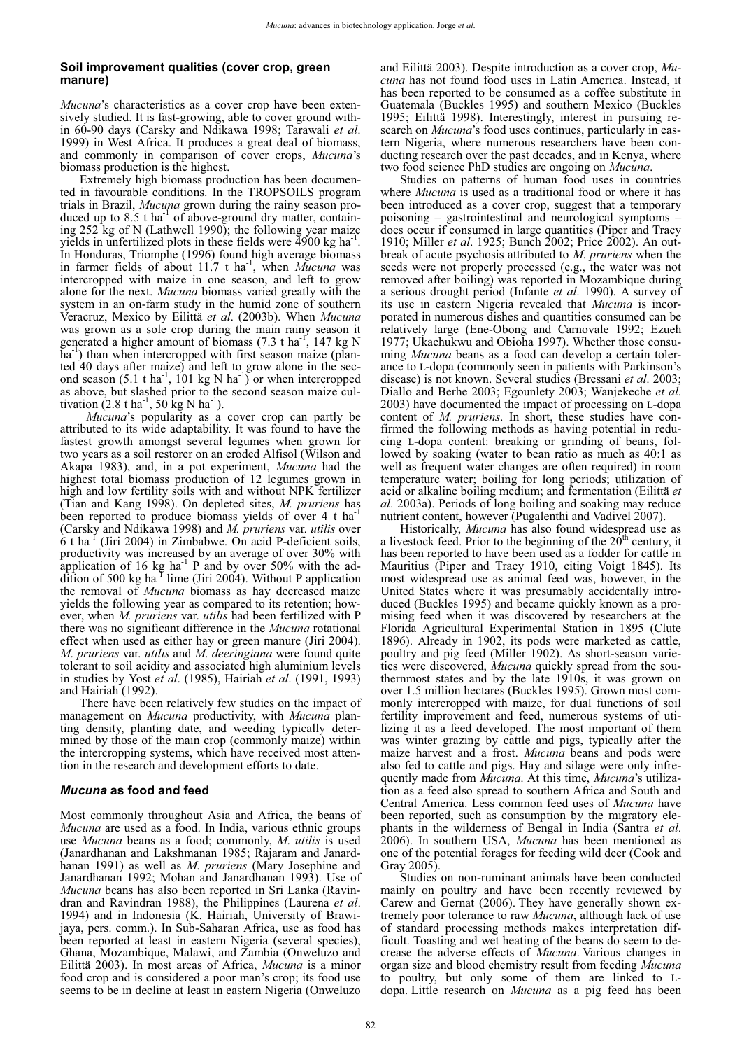### Soil improvement qualities (cover crop, green manure)

*Mucuna*'s characteristics as a cover crop have been extensively studied. It is fast-growing, able to cover ground within 60-90 days (Carsky and Ndikawa 1998; Tarawali *et al*. 1999) in West Africa. It produces a great deal of biomass, and commonly in comparison of cover crops, *Mucuna*'s biomass production is the highest.

Extremely high biomass production has been documented in favourable conditions. In the TROPSOILS program trials in Brazil, *Mucuna* grown during the rainy season produced up to 8.5 t ha$^{-1}$ of above-ground dry matter, containing 252 kg of N (Lathwell 1990); the following year maize yields in unfertilized plots in these fields were 4900 kg ha$^{-1}$. In Honduras, Triomphe (1996) found high average biomass in farmer fields of about 11.7 t ha$^{-1}$, when *Mucuna* was intercropped with maize in one season, and left to grow alone for the next. *Mucuna* biomass varied greatly with the system in an on-farm study in the humid zone of southern Veracruz, Mexico by Eilittä *et al*. (2003b). When *Mucuna* was grown as a sole crop during the main rainy season it generated a higher amount of biomass (7.3 t ha$^{-1}$, 147 kg N ha$^{-1}$) than when intercropped with first season maize (planted 40 days after maize) and left to grow alone in the second season (5.1 t ha$^{-1}$, 101 kg N ha$^{-1}$) or when intercropped as above, but slashed prior to the second season maize cultivation (2.8 t ha$^{-1}$, 50 kg N ha$^{-1}$).

*Mucuna*'s popularity as a cover crop can partly be attributed to its wide adaptability. It was found to have the fastest growth amongst several legumes when grown for two years as a soil restorer on an eroded Alfisol (Wilson and Akapa 1983), and, in a pot experiment, *Mucuna* had the highest total biomass production of 12 legumes grown in high and low fertility soils with and without NPK fertilizer (Tian and Kang 1998). On depleted sites, *M. pruriens* has been reported to produce biomass yields of over 4 t ha$^{-1}$ (Carsky and Ndikawa 1998) and *M. pruriens* var. *utilis* over 6 t ha$^{-1}$ (Jiri 2004) in Zimbabwe. On acid P-deficient soils, productivity was increased by an average of over 30% with application of 16 kg ha$^{-1}$ P and by over 50% with the addition of 500 kg ha$^{-1}$ lime (Jiri 2004). Without P application the removal of *Mucuna* biomass as hay decreased maize yields the following year as compared to its retention; however, when *M. pruriens* var. *utilis* had been fertilized with P there was no significant difference in the *Mucuna* rotational effect when used as either hay or green manure (Jiri 2004). *M. pruriens* var. *utilis* and *M. deeringiana* were found quite tolerant to soil acidity and associated high aluminium levels in studies by Yost *et al*. (1985), Hairiah *et al*. (1991, 1993) and Hairiah (1992).

There have been relatively few studies on the impact of management on *Mucuna* productivity, with *Mucuna* planting density, planting date, and weeding typically determined by those of the main crop (commonly maize) within the intercropping systems, which have received most attention in the research and development efforts to date.

### *Mucuna* as food and feed

Most commonly throughout Asia and Africa, the beans of *Mucuna* are used as a food. In India, various ethnic groups use *Mucuna* beans as a food; commonly, *M. utilis* is used (Janardhanan and Lakshmanan 1985; Rajaram and Janardhanan 1991) as well as *M. pruriens* (Mary Josephine and Janardhanan 1992; Mohan and Janardhanan 1993). Use of *Mucuna* beans has also been reported in Sri Lanka (Ravindran and Ravindran 1988), the Philippines (Laurena *et al*. 1994) and in Indonesia (K. Hairiah, University of Brawijaya, pers. comm.). In Sub-Saharan Africa, use as food has been reported at least in eastern Nigeria (several species), Ghana, Mozambique, Malawi, and Zambia (Onweluzo and Eilittä 2003). In most areas of Africa, *Mucuna* is a minor food crop and is considered a poor man's crop; its food use seems to be in decline at least in eastern Nigeria (Onweluzo and Eilittä 2003). Despite introduction as a cover crop, *Mucuna* has not found food uses in Latin America. Instead, it has been reported to be consumed as a coffee substitute in Guatemala (Buckles 1995) and southern Mexico (Buckles 1995; Eilittä 1998). Interestingly, interest in pursuing research on *Mucuna*'s food uses continues, particularly in eastern Nigeria, where numerous researchers have been conducting research over the past decades, and in Kenya, where two food science PhD studies are ongoing on *Mucuna*.

Studies on patterns of human food uses in countries where *Mucuna* is used as a traditional food or where it has been introduced as a cover crop, suggest that a temporary poisoning – gastrointestinal and neurological symptoms – does occur if consumed in large quantities (Piper and Tracy 1910; Miller *et al*. 1925; Bunch 2002; Price 2002). An outbreak of acute psychosis attributed to *M. pruriens* when the seeds were not properly processed (e.g., the water was not removed after boiling) was reported in Mozambique during a serious drought period (Infante *et al*. 1990). A survey of its use in eastern Nigeria revealed that *Mucuna* is incorporated in numerous dishes and quantities consumed can be relatively large (Ene-Obong and Carnovale 1992; Ezueh 1977; Ukachukwu and Obioha 1997). Whether those consuming *Mucuna* beans as a food can develop a certain tolerance to L-dopa (commonly seen in patients with Parkinson's disease) is not known. Several studies (Bressani *et al*. 2003; Diallo and Berhe 2003; Egounlety 2003; Wanjekeche *et al*. 2003) have documented the impact of processing on L-dopa content of *M. pruriens*. In short, these studies have confirmed the following methods as having potential in reducing L-dopa content: breaking or grinding of beans, followed by soaking (water to bean ratio as much as 40:1 as well as frequent water changes are often required) in room temperature water; boiling for long periods; utilization of acid or alkaline boiling medium; and fermentation (Eilittä *et al*. 2003a). Periods of long boiling and soaking may reduce nutrient content, however (Pugalenthi and Vadivel 2007).

Historically, *Mucuna* has also found widespread use as a livestock feed. Prior to the beginning of the 20$^{th}$ century, it has been reported to have been used as a fodder for cattle in Mauritius (Piper and Tracy 1910, citing Voigt 1845). Its most widespread use as animal feed was, however, in the United States where it was presumably accidentally introduced (Buckles 1995) and became quickly known as a promising feed when it was discovered by researchers at the Florida Agricultural Experimental Station in 1895 (Clute 1896). Already in 1902, its pods were marketed as cattle, poultry and pig feed (Miller 1902). As short-season varieties were discovered, *Mucuna* quickly spread from the southernmost states and by the late 1910s, it was grown on over 1.5 million hectares (Buckles 1995). Grown most commonly intercropped with maize, for dual functions of soil fertility improvement and feed, numerous systems of utilizing it as a feed developed. The most important of them was winter grazing by cattle and pigs, typically after the maize harvest and a frost. *Mucuna* beans and pods were also fed to cattle and pigs. Hay and silage were only infrequently made from *Mucuna*. At this time, *Mucuna*'s utilization as a feed also spread to southern Africa and South and Central America. Less common feed uses of *Mucuna* have been reported, such as consumption by the migratory elephants in the wilderness of Bengal in India (Santra *et al*. 2006). In southern USA, *Mucuna* has been mentioned as one of the potential forages for feeding wild deer (Cook and Gray 2005).

Studies on non-ruminant animals have been conducted mainly on poultry and have been recently reviewed by Carew and Gernat (2006). They have generally shown extremely poor tolerance to raw *Mucuna*, although lack of use of standard processing methods makes interpretation difficult. Toasting and wet heating of the beans do seem to decrease the adverse effects of *Mucuna*. Various changes in organ size and blood chemistry result from feeding *Mucuna* to poultry, but only some of them are linked to L-dopa. Little research on *Mucuna* as a pig feed has been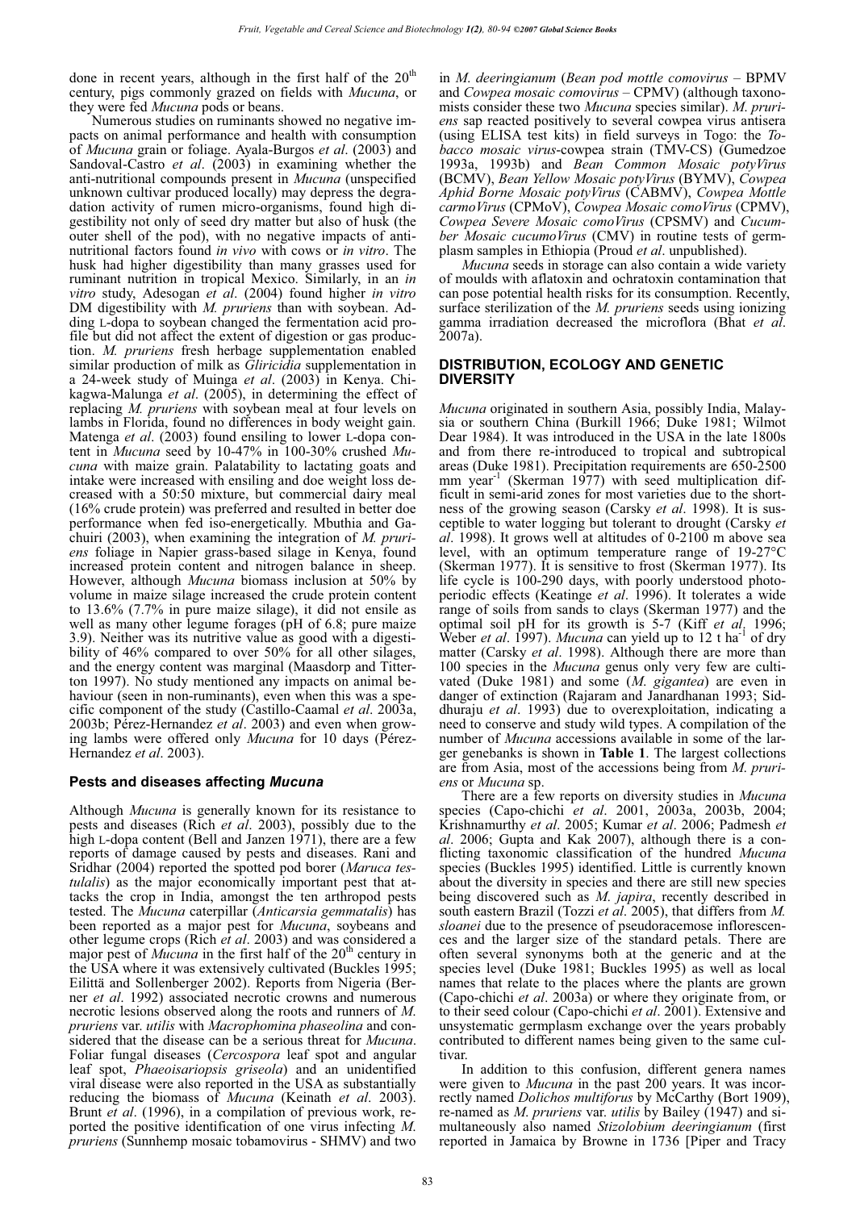done in recent years, although in the first half of the 20th century, pigs commonly grazed on fields with *Mucuna*, or they were fed *Mucuna* pods or beans.

Numerous studies on ruminants showed no negative impacts on animal performance and health with consumption of *Mucuna* grain or foliage. Ayala-Burgos *et al*. (2003) and Sandoval-Castro *et al*. (2003) in examining whether the anti-nutritional compounds present in *Mucuna* (unspecified unknown cultivar produced locally) may depress the degradation activity of rumen micro-organisms, found high digestibility not only of seed dry matter but also of husk (the outer shell of the pod), with no negative impacts of anti-nutritional factors found *in vivo* with cows or *in vitro*. The husk had higher digestibility than many grasses used for ruminant nutrition in tropical Mexico. Similarly, in an *in vitro* study, Adesogan *et al*. (2004) found higher *in vitro* DM digestibility with *M. pruriens* than with soybean. Adding L-dopa to soybean changed the fermentation acid profile but did not affect the extent of digestion or gas production. *M. pruriens* fresh herbage supplementation enabled similar production of milk as *Gliricidia* supplementation in a 24-week study of Muinga *et al*. (2003) in Kenya. Chikagwa-Malunga *et al*. (2005), in determining the effect of replacing *M. pruriens* with soybean meal at four levels on lambs in Florida, found no differences in body weight gain. Matenga *et al*. (2003) found ensiling to lower L-dopa content in *Mucuna* seed by 10-47% in 100-30% crushed *Mucuna* with maize grain. Palatability to lactating goats and intake were increased with ensiling and doe weight loss decreased with a 50:50 mixture, but commercial dairy meal (16% crude protein) was preferred and resulted in better doe performance when fed iso-energetically. Mbuthia and Gachuiri (2003), when examining the integration of *M. pruriens* foliage in Napier grass-based silage in Kenya, found increased protein content and nitrogen balance in sheep. However, although *Mucuna* biomass inclusion at 50% by volume in maize silage increased the crude protein content to 13.6% (7.7% in pure maize silage), it did not ensile as well as many other legume forages (pH of 6.8; pure maize 3.9). Neither was its nutritive value as good with a digestibility of 46% compared to over 50% for all other silages, and the energy content was marginal (Maasdorp and Titterton 1997). No study mentioned any impacts on animal behaviour (seen in non-ruminants), even when this was a specific component of the study (Castillo-Caamal *et al*. 2003a, 2003b; Pérez-Hernandez *et al*. 2003) and even when growing lambs were offered only *Mucuna* for 10 days (Pérez-Hernandez *et al*. 2003).

### Pests and diseases affecting *Mucuna*

Although *Mucuna* is generally known for its resistance to pests and diseases (Rich *et al*. 2003), possibly due to the high L-dopa content (Bell and Janzen 1971), there are a few reports of damage caused by pests and diseases. Rani and Sridhar (2004) reported the spotted pod borer (*Maruca testulalis*) as the major economically important pest that attacks the crop in India, amongst the ten arthropod pests tested. The *Mucuna* caterpillar (*Anticarsia gemmatalis*) has been reported as a major pest for *Mucuna*, soybeans and other legume crops (Rich *et al*. 2003) and was considered a major pest of *Mucuna* in the first half of the 20th century in the USA where it was extensively cultivated (Buckles 1995; Eilittä and Sollenberger 2002). Reports from Nigeria (Berner *et al*. 1992) associated necrotic crowns and numerous necrotic lesions observed along the roots and runners of *M. pruriens* var. *utilis* with *Macrophomina phaseolina* and considered that the disease can be a serious threat for *Mucuna*. Foliar fungal diseases (*Cercospora* leaf spot and angular leaf spot, *Phaeoisariopsis griseola*) and an unidentified viral disease were also reported in the USA as substantially reducing the biomass of *Mucuna* (Keinath *et al*. 2003). Brunt *et al*. (1996), in a compilation of previous work, reported the positive identification of one virus infecting *M. pruriens* (Sunnhemp mosaic tobamovirus - SHMV) and two in *M. deeringianum* (*Bean pod mottle comovirus* – BPMV and *Cowpea mosaic comovirus* – CPMV) (although taxonomists consider these two *Mucuna* species similar). *M. pruriens* sap reacted positively to several cowpea virus antisera (using ELISA test kits) in field surveys in Togo: the *Tobacco mosaic virus*-cowpea strain (TMV-CS) (Gumedzoe 1993a, 1993b) and *Bean Common Mosaic potyVirus* (BCMV), *Bean Yellow Mosaic potyVirus* (BYMV), *Cowpea Aphid Borne Mosaic potyVirus* (CABMV), *Cowpea Mottle carmoVirus* (CPMoV), *Cowpea Mosaic comoVirus* (CPMV), *Cowpea Severe Mosaic comoVirus* (CPSMV) and *Cucumber Mosaic cucumoVirus* (CMV) in routine tests of germplasm samples in Ethiopia (Proud *et al*. unpublished).

*Mucuna* seeds in storage can also contain a wide variety of moulds with aflatoxin and ochratoxin contamination that can pose potential health risks for its consumption. Recently, surface sterilization of the *M. pruriens* seeds using ionizing gamma irradiation decreased the microflora (Bhat *et al*. 2007a).

## DISTRIBUTION, ECOLOGY AND GENETIC DIVERSITY

*Mucuna* originated in southern Asia, possibly India, Malaysia or southern China (Burkill 1966; Duke 1981; Wilmot Dear 1984). It was introduced in the USA in the late 1800s and from there re-introduced to tropical and subtropical areas (Duke 1981). Precipitation requirements are 650-2500 mm year$^{-1}$ (Skerman 1977) with seed multiplication difficult in semi-arid zones for most varieties due to the shortness of the growing season (Carsky *et al*. 1998). It is susceptible to water logging but tolerant to drought (Carsky *et al*. 1998). It grows well at altitudes of 0-2100 m above sea level, with an optimum temperature range of 19-27°C (Skerman 1977). It is sensitive to frost (Skerman 1977). Its life cycle is 100-290 days, with poorly understood photoperiodic effects (Keatinge *et al*. 1996). It tolerates a wide range of soils from sands to clays (Skerman 1977) and the optimal soil pH for its growth is 5-7 (Kiff *et al*. 1996; Weber *et al*. 1997). *Mucuna* can yield up to 12 t ha$^{-1}$ of dry matter (Carsky *et al*. 1998). Although there are more than 100 species in the *Mucuna* genus only very few are cultivated (Duke 1981) and some (*M. gigantea*) are even in danger of extinction (Rajaram and Janardhanan 1993; Siddhuraju *et al*. 1993) due to overexploitation, indicating a need to conserve and study wild types. A compilation of the number of *Mucuna* accessions available in some of the larger genebanks is shown in **Table 1**. The largest collections are from Asia, most of the accessions being from *M. pruriens* or *Mucuna* sp.

There are a few reports on diversity studies in *Mucuna* species (Capo-chichi *et al*. 2001, 2003a, 2003b, 2004; Krishnamurthy *et al*. 2005; Kumar *et al*. 2006; Padmesh *et al*. 2006; Gupta and Kak 2007), although there is a conflicting taxonomic classification of the hundred *Mucuna* species (Buckles 1995) identified. Little is currently known about the diversity in species and there are still new species being discovered such as *M. japira*, recently described in south eastern Brazil (Tozzi *et al*. 2005), that differs from *M. sloanei* due to the presence of pseudoracemose inflorescences and the larger size of the standard petals. There are often several synonyms both at the generic and at the species level (Duke 1981; Buckles 1995) as well as local names that relate to the places where the plants are grown (Capo-chichi *et al*. 2003a) or where they originate from, or to their seed colour (Capo-chichi *et al*. 2001). Extensive and unsystematic germplasm exchange over the years probably contributed to different names being given to the same cultivar.

In addition to this confusion, different genera names were given to *Mucuna* in the past 200 years. It was incorrectly named *Dolichos multiforus* by McCarthy (Bort 1909), re-named as *M. pruriens* var. *utilis* by Bailey (1947) and simultaneously also named *Stizolobium deeringianum* (first reported in Jamaica by Browne in 1736 [Piper and Tracy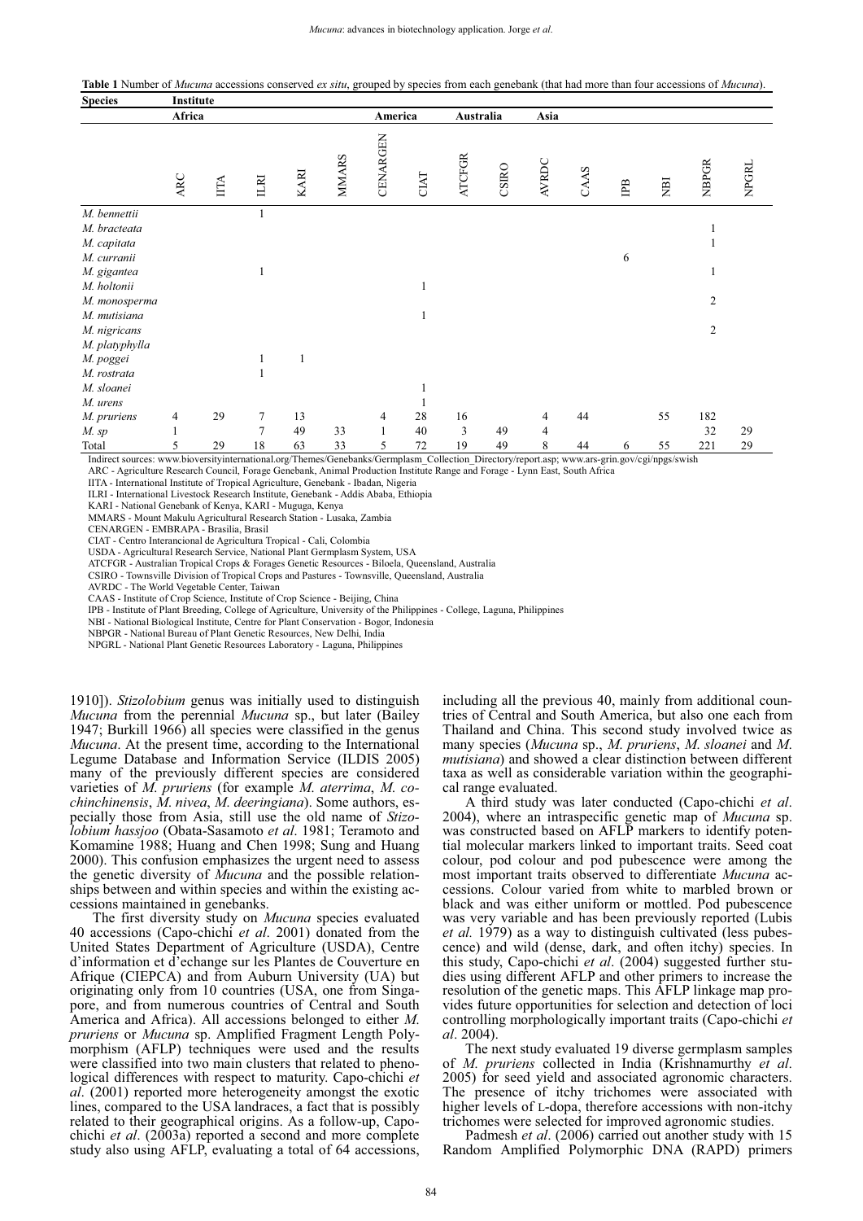**Table 1** Number of *Mucuna* accessions conserved *ex situ*, grouped by species from each genebank (that had more than four accessions of *Mucuna*).

| Species | Institute | | | | | | | | | | | | | | |
|---|---|---|---|---|---|---|---|---|---|---|---|---|---|---|---|
| | Africa | | | | | America | | Australia | | Asia | | | | | |
| | ARC | IITA | ILRI | KARI | MMARS | CENARGEN | CIAT | ATCFGR | CSIRO | AVRDC | CAAS | IPB | NBI | NBPGR | NPGRL |
| *M. bennettii* | | | 1 | | | | | | | | | | | | |
| *M. bracteata* | | | | | | | | | | | | | | 1 | |
| *M. capitata* | | | | | | | | | | | | | | 1 | |
| *M. curranii* | | | | | | | | | | | | 6 | | | |
| *M. gigantea* | | | 1 | | | | | | | | | | | 1 | |
| *M. holtonii* | | | | | | | 1 | | | | | | | | |
| *M. monosperma* | | | | | | | | | | | | | | 2 | |
| *M. mutisiana* | | | | | | | 1 | | | | | | | | |
| *M. nigricans* | | | | | | | | | | | | | | 2 | |
| *M. platyphylla* | | | | | | | | | | | | | | | |
| *M. poggei* | | | 1 | 1 | | | | | | | | | | | |
| *M. rostrata* | | | 1 | | | | | | | | | | | | |
| *M. sloanei* | | | | | | | 1 | | | | | | | | |
| *M. urens* | | | | | | | 1 | | | | | | | | |
| *M. pruriens* | 4 | 29 | 7 | 13 | | 4 | 28 | 16 | | 4 | 44 | | 55 | 182 | |
| *M. sp* | 1 | | 7 | 49 | 33 | 1 | 40 | 3 | 49 | 4 | | | | 32 | 29 |
| Total | 5 | 29 | 18 | 63 | 33 | 5 | 72 | 19 | 49 | 8 | 44 | 6 | 55 | 221 | 29 |

Indirect sources: www.bioversityinternational.org/Themes/Genebanks/Germplasm_Collection_Directory/report.asp; www.ars-grin.gov/cgi/npgs/swish
ARC - Agriculture Research Council, Forage Genebank, Animal Production Institute Range and Forage - Lynn East, South Africa
IITA - International Institute of Tropical Agriculture, Genebank - Ibadan, Nigeria
ILRI - International Livestock Research Institute, Genebank - Addis Ababa, Ethiopia
KARI - National Genebank of Kenya, KARI - Muguga, Kenya
MMARS - Mount Makulu Agricultural Research Station - Lusaka, Zambia
CENARGEN - EMBRAPA - Brasilia, Brasil
CIAT - Centro Interancional de Agricultura Tropical - Cali, Colombia
USDA - Agricultural Research Service, National Plant Germplasm System, USA
ATCFGR - Australian Tropical Crops & Forages Genetic Resources - Biloela, Queensland, Australia
CSIRO - Townsville Division of Tropical Crops and Pastures - Townsville, Queensland, Australia
AVRDC - The World Vegetable Center, Taiwan
CAAS - Institute of Crop Science, Institute of Crop Science - Beijing, China
IPB - Institute of Plant Breeding, College of Agriculture, University of the Philippines - College, Laguna, Philippines
NBI - National Biological Institute, Centre for Plant Conservation - Bogor, Indonesia
NBPGR - National Bureau of Plant Genetic Resources, New Delhi, India
NPGRL - National Plant Genetic Resources Laboratory - Laguna, Philippines

1910]). *Stizolobium* genus was initially used to distinguish *Mucuna* from the perennial *Mucuna* sp., but later (Bailey 1947; Burkill 1966) all species were classified in the genus *Mucuna*. At the present time, according to the International Legume Database and Information Service (ILDIS 2005) many of the previously different species are considered varieties of *M. pruriens* (for example *M. aterrima*, *M. cochinchinensis*, *M. nivea*, *M. deeringiana*). Some authors, especially those from Asia, still use the old name of *Stizolobium hassjoo* (Obata-Sasamoto *et al*. 1981; Teramoto and Komamine 1988; Huang and Chen 1998; Sung and Huang 2000). This confusion emphasizes the urgent need to assess the genetic diversity of *Mucuna* and the possible relationships between and within species and within the existing accessions maintained in genebanks.

The first diversity study on *Mucuna* species evaluated 40 accessions (Capo-chichi *et al*. 2001) donated from the United States Department of Agriculture (USDA), Centre d'information et d'echange sur les Plantes de Couverture en Afrique (CIEPCA) and from Auburn University (UA) but originating only from 10 countries (USA, one from Singapore, and from numerous countries of Central and South America and Africa). All accessions belonged to either *M. pruriens* or *Mucuna* sp. Amplified Fragment Length Polymorphism (AFLP) techniques were used and the results were classified into two main clusters that related to phenological differences with respect to maturity. Capo-chichi *et al*. (2001) reported more heterogeneity amongst the exotic lines, compared to the USA landraces, a fact that is possibly related to their geographical origins. As a follow-up, Capo-chichi *et al*. (2003a) reported a second and more complete study also using AFLP, evaluating a total of 64 accessions, including all the previous 40, mainly from additional countries of Central and South America, but also one each from Thailand and China. This second study involved twice as many species (*Mucuna* sp., *M. pruriens*, *M. sloanei* and *M. mutisiana*) and showed a clear distinction between different taxa as well as considerable variation within the geographical range evaluated.

A third study was later conducted (Capo-chichi *et al*. 2004), where an intraspecific genetic map of *Mucuna* sp. was constructed based on AFLP markers to identify potential molecular markers linked to important traits. Seed coat colour, pod colour and pod pubescence were among the most important traits observed to differentiate *Mucuna* accessions. Colour varied from white to marbled brown or black and was either uniform or mottled. Pod pubescence was very variable and has been previously reported (Lubis *et al.* 1979) as a way to distinguish cultivated (less pubescence) and wild (dense, dark, and often itchy) species. In this study, Capo-chichi *et al*. (2004) suggested further studies using different AFLP and other primers to increase the resolution of the genetic maps. This AFLP linkage map provides future opportunities for selection and detection of loci controlling morphologically important traits (Capo-chichi *et al*. 2004).

The next study evaluated 19 diverse germplasm samples of *M. pruriens* collected in India (Krishnamurthy *et al*. 2005) for seed yield and associated agronomic characters. The presence of itchy trichomes were associated with higher levels of L-dopa, therefore accessions with non-itchy trichomes were selected for improved agronomic studies.

Padmesh *et al*. (2006) carried out another study with 15 Random Amplified Polymorphic DNA (RAPD) primers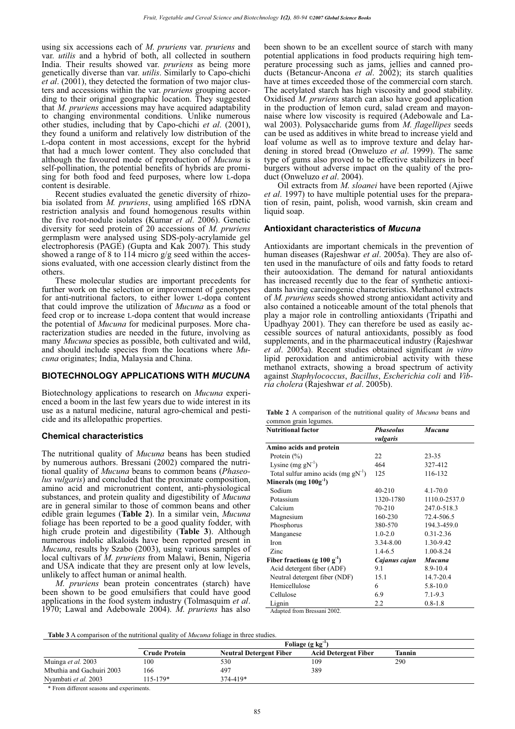using six accessions each of *M. pruriens* var. *pruriens* and var. *utilis* and a hybrid of both, all collected in southern India. Their results showed var. *pruriens* as being more genetically diverse than var. *utilis*. Similarly to Capo-chichi *et al*. (2001), they detected the formation of two major clusters and accessions within the var. *pruriens* grouping according to their original geographic location. They suggested that *M. pruriens* accessions may have acquired adaptability to changing environmental conditions. Unlike numerous other studies, including that by Capo-chichi *et al*. (2001), they found a uniform and relatively low distribution of the L-dopa content in most accessions, except for the hybrid that had a much lower content. They also concluded that although the favoured mode of reproduction of *Mucuna* is self-pollination, the potential benefits of hybrids are promising for both food and feed purposes, where low L-dopa content is desirable.

Recent studies evaluated the genetic diversity of rhizobia isolated from *M. pruriens*, using amplified 16S rDNA restriction analysis and found homogenous results within the five root-nodule isolates (Kumar *et al*. 2006). Genetic diversity for seed protein of 20 accessions of *M. pruriens* germplasm were analysed using SDS-poly-acrylamide gel electrophoresis (PAGE) (Gupta and Kak 2007). This study showed a range of 8 to 114 micro g/g seed within the accessions evaluated, with one accession clearly distinct from the others.

These molecular studies are important precedents for further work on the selection or improvement of genotypes for anti-nutritional factors, to either lower L-dopa content that could improve the utilization of *Mucuna* as a food or feed crop or to increase L-dopa content that would increase the potential of *Mucuna* for medicinal purposes. More characterization studies are needed in the future, involving as many *Mucuna* species as possible, both cultivated and wild, and should include species from the locations where *Mucuna* originates; India, Malaysia and China.

## BIOTECHNOLOGY APPLICATIONS WITH *MUCUNA*

Biotechnology applications to research on *Mucuna* experienced a boom in the last few years due to wide interest in its use as a natural medicine, natural agro-chemical and pesticide and its allelopathic properties.

### Chemical characteristics

The nutritional quality of *Mucuna* beans has been studied by numerous authors. Bressani (2002) compared the nutritional quality of *Mucuna* beans to common beans (*Phaseolus vulgaris*) and concluded that the proximate composition, amino acid and micronutrient content, anti-physiological substances, and protein quality and digestibility of *Mucuna* are in general similar to those of common beans and other edible grain legumes (**Table 2**). In a similar vein, *Mucuna* foliage has been reported to be a good quality fodder, with high crude protein and digestibility (**Table 3**). Although numerous indolic alkaloids have been reported present in *Mucuna*, results by Szabo (2003), using various samples of local cultivars of *M. pruriens* from Malawi, Benin, Nigeria and USA indicate that they are present only at low levels, unlikely to affect human or animal health.

*M. pruriens* bean protein concentrates (starch) have been shown to be good emulsifiers that could have good applications in the food system industry (Tolmasquim *et al*. 1970; Lawal and Adebowale 2004). *M. pruriens* has also been shown to be an excellent source of starch with many potential applications in food products requiring high temperature processing such as jams, jellies and canned products (Betancur-Ancona *et al*. 2002); its starch qualities have at times exceeded those of the commercial corn starch. The acetylated starch has high viscosity and good stability. Oxidised *M. pruriens* starch can also have good application in the production of lemon curd, salad cream and mayonnaise where low viscosity is required (Adebowale and Lawal 2003). Polysaccharide gums from *M. flagellipes* seeds can be used as additives in white bread to increase yield and loaf volume as well as to improve texture and delay hardening in stored bread (Onweluzo *et al*. 1999). The same type of gums also proved to be effective stabilizers in beef burgers without adverse impact on the quality of the product (Onweluzo *et al*. 2004).

Oil extracts from *M. sloanei* have been reported (Ajiwe *et al*. 1997) to have multiple potential uses for the preparation of resin, paint, polish, wood varnish, skin cream and liquid soap.

### Antioxidant characteristics of *Mucuna*

Antioxidants are important chemicals in the prevention of human diseases (Rajeshwar *et al*. 2005a). They are also often used in the manufacture of oils and fatty foods to retard their autooxidation. The demand for natural antioxidants has increased recently due to the fear of synthetic antioxidants having carcinogenic characteristics. Methanol extracts of *M. pruriens* seeds showed strong antioxidant activity and also contained a noticeable amount of the total phenols that play a major role in controlling antioxidants (Tripathi and Upadhyay 2001). They can therefore be used as easily accessible sources of natural antioxidants, possibly as food supplements, and in the pharmaceutical industry (Rajeshwar *et al*. 2005a). Recent studies obtained significant *in vitro* lipid peroxidation and antimicrobial activity with these methanol extracts, showing a broad spectrum of activity against *Staphylocaccus*, *Bacillus*, *Escherichia coli* and *Vibria cholera* (Rajeshwar *et al*. 2005b).

**Table 2** A comparison of the nutritional quality of *Mucuna* beans and common grain legumes.

| Nutritional factor | *Phaseolus vulgaris* | *Mucuna* |
|---|---|---|
| **Amino acids and protein** | | |
| Protein (%) | 22 | 23-35 |
| Lysine (mg $gN^{-1}$) | 464 | 327-412 |
| Total sulfur amino acids (mg $gN^{-1}$) | 125 | 116-132 |
| **Minerals (mg $100g^{-1}$)** | | |
| Sodium | 40-210 | 4.1-70.0 |
| Potassium | 1320-1780 | 1110.0-2537.0 |
| Calcium | 70-210 | 247.0-518.3 |
| Magnesium | 160-230 | 72.4-506.5 |
| Phosphorus | 380-570 | 194.3-459.0 |
| Manganese | 1.0-2.0 | 0.31-2.36 |
| Iron | 3.34-8.00 | 1.30-9.42 |
| Zinc | 1.4-6.5 | 1.00-8.24 |
| **Fiber fractions (g 100 $g^{-1}$)** | ***Cajanus cajan*** | ***Mucuna*** |
| Acid detergent fiber (ADF) | 9.1 | 8.9-10.4 |
| Neutral detergent fiber (NDF) | 15.1 | 14.7-20.4 |
| Hemicellulose | 6 | 5.8-10.0 |
| Cellulose | 6.9 | 7.1-9.3 |
| Lignin | 2.2 | 0.8-1.8 |

Adapted from Bressani 2002.

**Table 3** A comparison of the nutritional quality of *Mucuna* foliage in three studies.

| | Foliage (g $kg^{-1}$) | | | |
|---|---|---|---|---|
| | **Crude Protein** | **Neutral Detergent Fiber** | **Acid Detergent Fiber** | **Tannin** |
| Muinga *et al.* 2003 | 100 | 530 | 109 | 290 |
| Mbuthia and Gachuiri 2003 | 166 | 497 | 389 | |
| Nyambati *et al.* 2003 | 115-179* | 374-419* | | |

\* From different seasons and experiments.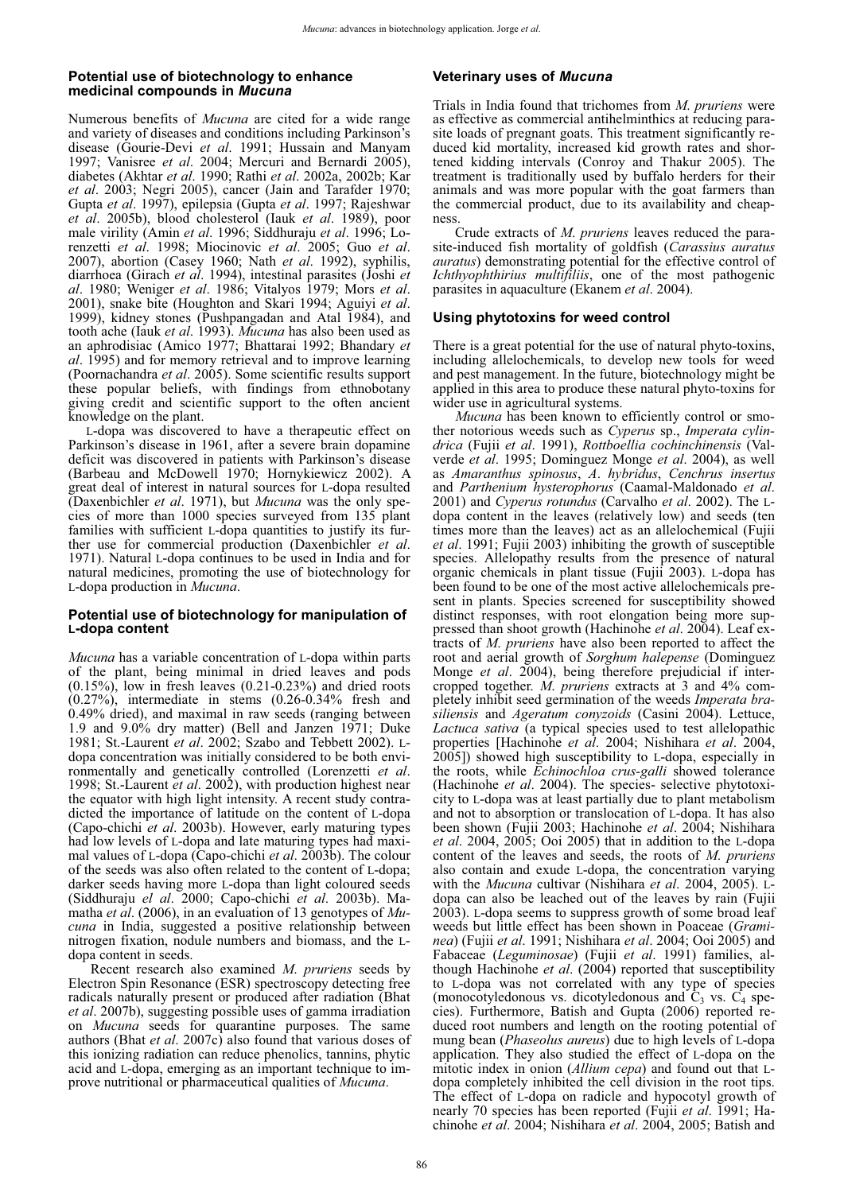## Potential use of biotechnology to enhance medicinal compounds in *Mucuna*

Numerous benefits of *Mucuna* are cited for a wide range and variety of diseases and conditions including Parkinson's disease (Gourie-Devi *et al*. 1991; Hussain and Manyam 1997; Vanisree *et al*. 2004; Mercuri and Bernardi 2005), diabetes (Akhtar *et al*. 1990; Rathi *et al*. 2002a, 2002b; Kar *et al*. 2003; Negri 2005), cancer (Jain and Tarafder 1970; Gupta *et al*. 1997), epilepsia (Gupta *et al*. 1997; Rajeshwar *et al*. 2005b), blood cholesterol (Iauk *et al*. 1989), poor male virility (Amin *et al*. 1996; Siddhuraju *et al*. 1996; Lorenzetti *et al*. 1998; Miocinovic *et al*. 2005; Guo *et al*. 2007), abortion (Casey 1960; Nath *et al*. 1992), syphilis, diarrhoea (Girach *et al*. 1994), intestinal parasites (Joshi *et al*. 1980; Weniger *et al*. 1986; Vitalyos 1979; Mors *et al*. 2001), snake bite (Houghton and Skari 1994; Aguiyi *et al*. 1999), kidney stones (Pushpangadan and Atal 1984), and tooth ache (Iauk *et al*. 1993). *Mucuna* has also been used as an aphrodisiac (Amico 1977; Bhattarai 1992; Bhandary *et al*. 1995) and for memory retrieval and to improve learning (Poornachandra *et al*. 2005). Some scientific results support these popular beliefs, with findings from ethnobotany giving credit and scientific support to the often ancient knowledge on the plant.

L-dopa was discovered to have a therapeutic effect on Parkinson's disease in 1961, after a severe brain dopamine deficit was discovered in patients with Parkinson's disease (Barbeau and McDowell 1970; Hornykiewicz 2002). A great deal of interest in natural sources for L-dopa resulted (Daxenbichler *et al*. 1971), but *Mucuna* was the only species of more than 1000 species surveyed from 135 plant families with sufficient L-dopa quantities to justify its further use for commercial production (Daxenbichler *et al*. 1971). Natural L-dopa continues to be used in India and for natural medicines, promoting the use of biotechnology for L-dopa production in *Mucuna*.

## Potential use of biotechnology for manipulation of L-dopa content

*Mucuna* has a variable concentration of L-dopa within parts of the plant, being minimal in dried leaves and pods (0.15%), low in fresh leaves (0.21-0.23%) and dried roots (0.27%), intermediate in stems (0.26-0.34% fresh and 0.49% dried), and maximal in raw seeds (ranging between 1.9 and 9.0% dry matter) (Bell and Janzen 1971; Duke 1981; St.-Laurent *et al*. 2002; Szabo and Tebbett 2002). L-dopa concentration was initially considered to be both environmentally and genetically controlled (Lorenzetti *et al*. 1998; St.-Laurent *et al*. 2002), with production highest near the equator with high light intensity. A recent study contradicted the importance of latitude on the content of L-dopa (Capo-chichi *et al*. 2003b). However, early maturing types had low levels of L-dopa and late maturing types had maximal values of L-dopa (Capo-chichi *et al*. 2003b). The colour of the seeds was also often related to the content of L-dopa; darker seeds having more L-dopa than light coloured seeds (Siddhuraju *el al*. 2000; Capo-chichi *et al*. 2003b). Mamatha *et al*. (2006), in an evaluation of 13 genotypes of *Mucuna* in India, suggested a positive relationship between nitrogen fixation, nodule numbers and biomass, and the L-dopa content in seeds.

Recent research also examined *M. pruriens* seeds by Electron Spin Resonance (ESR) spectroscopy detecting free radicals naturally present or produced after radiation (Bhat *et al*. 2007b), suggesting possible uses of gamma irradiation on *Mucuna* seeds for quarantine purposes. The same authors (Bhat *et al*. 2007c) also found that various doses of this ionizing radiation can reduce phenolics, tannins, phytic acid and L-dopa, emerging as an important technique to improve nutritional or pharmaceutical qualities of *Mucuna*.

## Veterinary uses of *Mucuna*

Trials in India found that trichomes from *M. pruriens* were as effective as commercial antihelminthics at reducing parasite loads of pregnant goats. This treatment significantly reduced kid mortality, increased kid growth rates and shortened kidding intervals (Conroy and Thakur 2005). The treatment is traditionally used by buffalo herders for their animals and was more popular with the goat farmers than the commercial product, due to its availability and cheapness.

Crude extracts of *M. pruriens* leaves reduced the parasite-induced fish mortality of goldfish (*Carassius auratus auratus*) demonstrating potential for the effective control of *Ichthyophthirius multifiliis*, one of the most pathogenic parasites in aquaculture (Ekanem *et al*. 2004).

## Using phytotoxins for weed control

There is a great potential for the use of natural phyto-toxins, including allelochemicals, to develop new tools for weed and pest management. In the future, biotechnology might be applied in this area to produce these natural phyto-toxins for wider use in agricultural systems.

*Mucuna* has been known to efficiently control or smother notorious weeds such as *Cyperus* sp., *Imperata cylindrica* (Fujii *et al*. 1991), *Rottboellia cochinchinensis* (Valverde *et al*. 1995; Dominguez Monge *et al*. 2004), as well as *Amaranthus spinosus*, *A. hybridus*, *Cenchrus insertus* and *Parthenium hysterophorus* (Caamal-Maldonado *et al*. 2001) and *Cyperus rotundus* (Carvalho *et al*. 2002). The L-dopa content in the leaves (relatively low) and seeds (ten times more than the leaves) act as an allelochemical (Fujii *et al*. 1991; Fujii 2003) inhibiting the growth of susceptible species. Allelopathy results from the presence of natural organic chemicals in plant tissue (Fujii 2003). L-dopa has been found to be one of the most active allelochemicals present in plants. Species screened for susceptibility showed distinct responses, with root elongation being more suppressed than shoot growth (Hachinohe *et al*. 2004). Leaf extracts of *M. pruriens* have also been reported to affect the root and aerial growth of *Sorghum halepense* (Dominguez Monge *et al*. 2004), being therefore prejudicial if intercropped together. *M. pruriens* extracts at 3 and 4% completely inhibit seed germination of the weeds *Imperata brasiliensis* and *Ageratum conyzoids* (Casini 2004). Lettuce, *Lactuca sativa* (a typical species used to test allelopathic properties [Hachinohe *et al*. 2004; Nishihara *et al*. 2004, 2005]) showed high susceptibility to L-dopa, especially in the roots, while *Echinochloa crus-galli* showed tolerance (Hachinohe *et al*. 2004). The species- selective phytotoxicity to L-dopa was at least partially due to plant metabolism and not to absorption or translocation of L-dopa. It has also been shown (Fujii 2003; Hachinohe *et al*. 2004; Nishihara *et al*. 2004, 2005; Ooi 2005) that in addition to the L-dopa content of the leaves and seeds, the roots of *M. pruriens* also contain and exude L-dopa, the concentration varying with the *Mucuna* cultivar (Nishihara *et al*. 2004, 2005). L-dopa can also be leached out of the leaves by rain (Fujii 2003). L-dopa seems to suppress growth of some broad leaf weeds but little effect has been shown in Poaceae (*Graminea*) (Fujii *et al*. 1991; Nishihara *et al*. 2004; Ooi 2005) and Fabaceae (*Leguminosae*) (Fujii *et al*. 1991) families, although Hachinohe *et al*. (2004) reported that susceptibility to L-dopa was not correlated with any type of species (monocotyledonous vs. dicotyledonous and $C_3$ vs. $C_4$ species). Furthermore, Batish and Gupta (2006) reported reduced root numbers and length on the rooting potential of mung bean (*Phaseolus aureus*) due to high levels of L-dopa application. They also studied the effect of L-dopa on the mitotic index in onion (*Allium cepa*) and found out that L-dopa completely inhibited the cell division in the root tips. The effect of L-dopa on radicle and hypocotyl growth of nearly 70 species has been reported (Fujii *et al*. 1991; Hachinohe *et al*. 2004; Nishihara *et al*. 2004, 2005; Batish and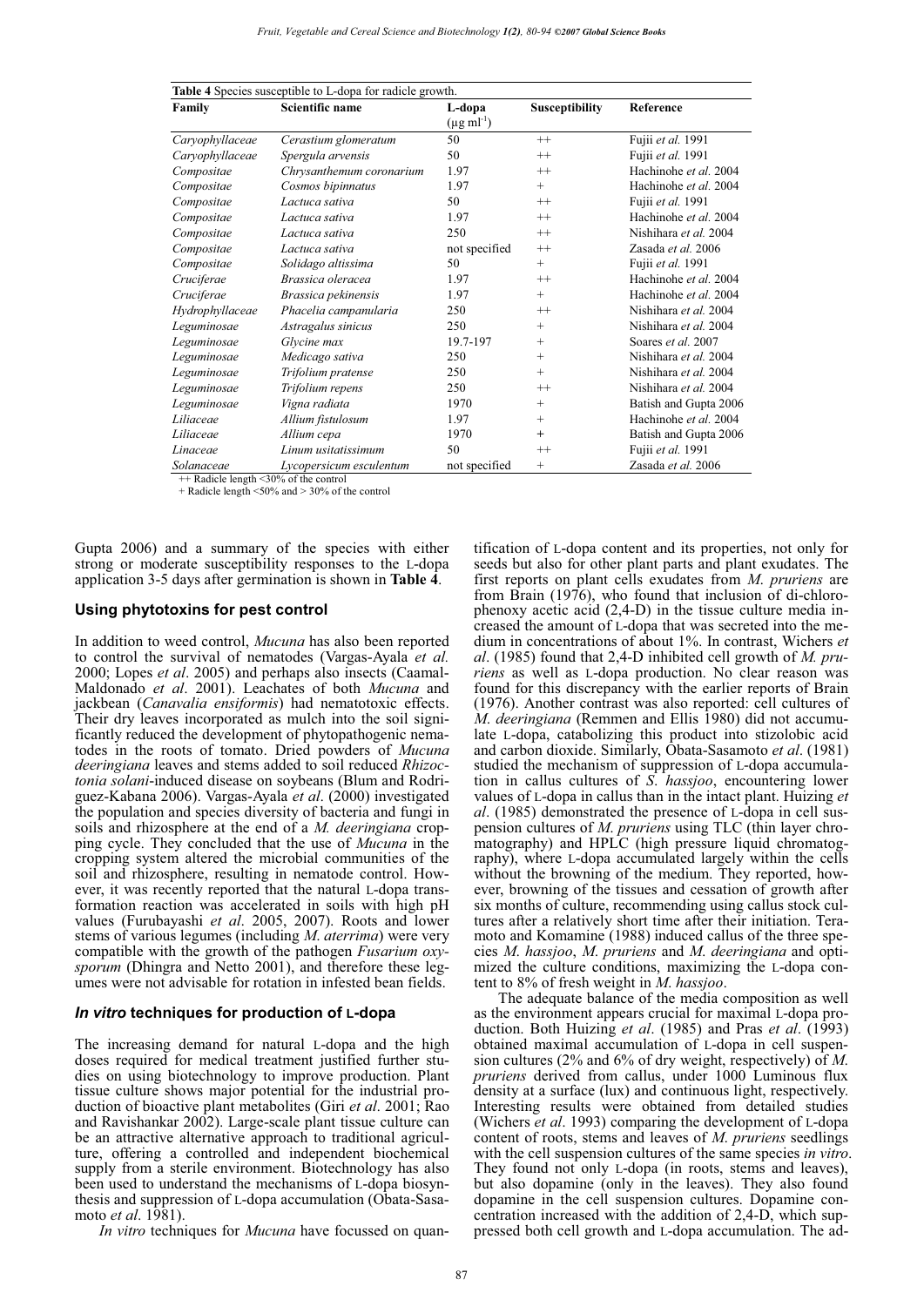**Table 4** Species susceptible to L-dopa for radicle growth.

| Family | Scientific name | L-dopa ($\mu g\ ml^{-1}$) | Susceptibility | Reference |
|---|---|---|---|---|
| *Caryophyllaceae* | *Cerastium glomeratum* | 50 | ++ | Fujii *et al.* 1991 |
| *Caryophyllaceae* | *Spergula arvensis* | 50 | ++ | Fujii *et al.* 1991 |
| *Compositae* | *Chrysanthemum coronarium* | 1.97 | ++ | Hachinohe *et al.* 2004 |
| *Compositae* | *Cosmos bipinnatus* | 1.97 | + | Hachinohe *et al.* 2004 |
| *Compositae* | *Lactuca sativa* | 50 | ++ | Fujii *et al.* 1991 |
| *Compositae* | *Lactuca sativa* | 1.97 | ++ | Hachinohe *et al.* 2004 |
| *Compositae* | *Lactuca sativa* | 250 | ++ | Nishihara *et al.* 2004 |
| *Compositae* | *Lactuca sativa* | not specified | ++ | Zasada *et al.* 2006 |
| *Compositae* | *Solidago altissima* | 50 | + | Fujii *et al.* 1991 |
| *Cruciferae* | *Brassica oleracea* | 1.97 | ++ | Hachinohe *et al.* 2004 |
| *Cruciferae* | *Brassica pekinensis* | 1.97 | + | Hachinohe *et al.* 2004 |
| *Hydrophyllaceae* | *Phacelia campanularia* | 250 | ++ | Nishihara *et al.* 2004 |
| *Leguminosae* | *Astragalus sinicus* | 250 | + | Nishihara *et al.* 2004 |
| *Leguminosae* | *Glycine max* | 19.7-197 | + | Soares *et al.* 2007 |
| *Leguminosae* | *Medicago sativa* | 250 | + | Nishihara *et al.* 2004 |
| *Leguminosae* | *Trifolium pratense* | 250 | + | Nishihara *et al.* 2004 |
| *Leguminosae* | *Trifolium repens* | 250 | ++ | Nishihara *et al.* 2004 |
| *Leguminosae* | *Vigna radiata* | 1970 | + | Batish and Gupta 2006 |
| *Liliaceae* | *Allium fistulosum* | 1.97 | + | Hachinohe *et al.* 2004 |
| *Liliaceae* | *Allium cepa* | 1970 | + | Batish and Gupta 2006 |
| *Linaceae* | *Linum usitatissimum* | 50 | ++ | Fujii *et al.* 1991 |
| *Solanaceae* | *Lycopersicum esculentum* | not specified | + | Zasada *et al.* 2006 |

++ Radicle length <30% of the control
+ Radicle length <50% and > 30% of the control

Gupta 2006) and a summary of the species with either strong or moderate susceptibility responses to the L-dopa application 3-5 days after germination is shown in **Table 4**.

### Using phytotoxins for pest control

In addition to weed control, *Mucuna* has also been reported to control the survival of nematodes (Vargas-Ayala *et al.* 2000; Lopes *et al*. 2005) and perhaps also insects (Caamal-Maldonado *et al*. 2001). Leachates of both *Mucuna* and jackbean (*Canavalia ensiformis*) had nematotoxic effects. Their dry leaves incorporated as mulch into the soil significantly reduced the development of phytopathogenic nematodes in the roots of tomato. Dried powders of *Mucuna deeringiana* leaves and stems added to soil reduced *Rhizoctonia solani*-induced disease on soybeans (Blum and Rodriguez-Kabana 2006). Vargas-Ayala *et al*. (2000) investigated the population and species diversity of bacteria and fungi in soils and rhizosphere at the end of a *M. deeringiana* cropping cycle. They concluded that the use of *Mucuna* in the cropping system altered the microbial communities of the soil and rhizosphere, resulting in nematode control. However, it was recently reported that the natural L-dopa transformation reaction was accelerated in soils with high pH values (Furubayashi *et al*. 2005, 2007). Roots and lower stems of various legumes (including *M. aterrima*) were very compatible with the growth of the pathogen *Fusarium oxysporum* (Dhingra and Netto 2001), and therefore these legumes were not advisable for rotation in infested bean fields.

### *In vitro* techniques for production of L-dopa

The increasing demand for natural L-dopa and the high doses required for medical treatment justified further studies on using biotechnology to improve production. Plant tissue culture shows major potential for the industrial production of bioactive plant metabolites (Giri *et al*. 2001; Rao and Ravishankar 2002). Large-scale plant tissue culture can be an attractive alternative approach to traditional agriculture, offering a controlled and independent biochemical supply from a sterile environment. Biotechnology has also been used to understand the mechanisms of L-dopa biosynthesis and suppression of L-dopa accumulation (Obata-Sasamoto *et al*. 1981).

*In vitro* techniques for *Mucuna* have focussed on quantification of L-dopa content and its properties, not only for seeds but also for other plant parts and plant exudates. The first reports on plant cells exudates from *M. pruriens* are from Brain (1976), who found that inclusion of di-chlorophenoxy acetic acid (2,4-D) in the tissue culture media increased the amount of L-dopa that was secreted into the medium in concentrations of about 1%. In contrast, Wichers *et al*. (1985) found that 2,4-D inhibited cell growth of *M. pruriens* as well as L-dopa production. No clear reason was found for this discrepancy with the earlier reports of Brain (1976). Another contrast was also reported: cell cultures of *M. deeringiana* (Remmen and Ellis 1980) did not accumulate L-dopa, catabolizing this product into stizolobic acid and carbon dioxide. Similarly, Obata-Sasamoto *et al*. (1981) studied the mechanism of suppression of L-dopa accumulation in callus cultures of *S. hassjoo*, encountering lower values of L-dopa in callus than in the intact plant. Huizing *et al*. (1985) demonstrated the presence of L-dopa in cell suspension cultures of *M. pruriens* using TLC (thin layer chromatography) and HPLC (high pressure liquid chromatography), where L-dopa accumulated largely within the cells without the browning of the medium. They reported, however, browning of the tissues and cessation of growth after six months of culture, recommending using callus stock cultures after a relatively short time after their initiation. Teramoto and Komamine (1988) induced callus of the three species *M. hassjoo*, *M. pruriens* and *M. deeringiana* and optimized the culture conditions, maximizing the L-dopa content to 8% of fresh weight in *M. hassjoo*.

The adequate balance of the media composition as well as the environment appears crucial for maximal L-dopa production. Both Huizing *et al*. (1985) and Pras *et al*. (1993) obtained maximal accumulation of L-dopa in cell suspension cultures (2% and 6% of dry weight, respectively) of *M. pruriens* derived from callus, under 1000 Luminous flux density at a surface (lux) and continuous light, respectively. Interesting results were obtained from detailed studies (Wichers *et al*. 1993) comparing the development of L-dopa content of roots, stems and leaves of *M. pruriens* seedlings with the cell suspension cultures of the same species *in vitro*. They found not only L-dopa (in roots, stems and leaves), but also dopamine (only in the leaves). They also found dopamine in the cell suspension cultures. Dopamine concentration increased with the addition of 2,4-D, which suppressed both cell growth and L-dopa accumulation. The ad-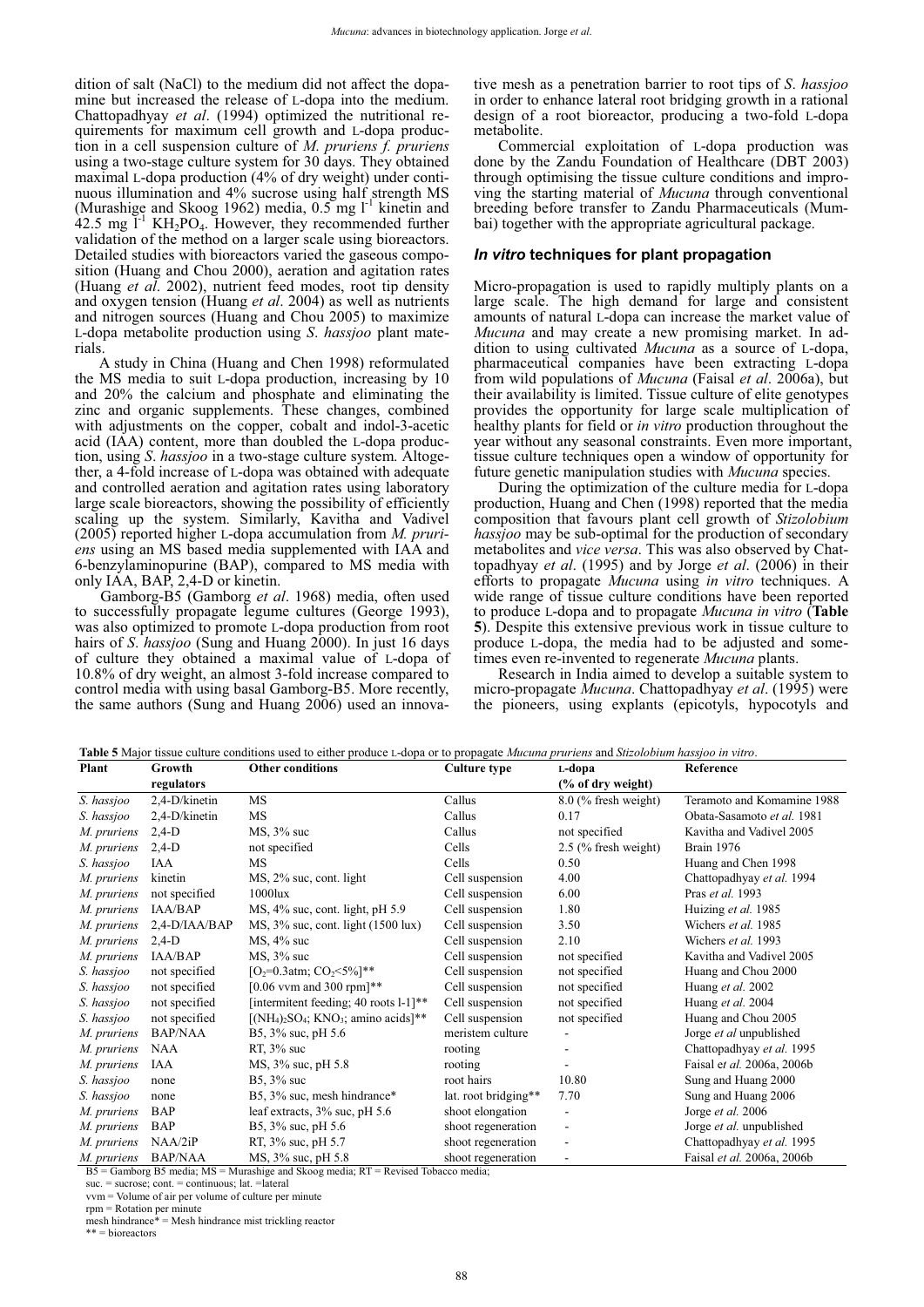dition of salt (NaCl) to the medium did not affect the dopamine but increased the release of L-dopa into the medium. Chattopadhyay *et al*. (1994) optimized the nutritional requirements for maximum cell growth and L-dopa production in a cell suspension culture of *M. pruriens f. pruriens* using a two-stage culture system for 30 days. They obtained maximal L-dopa production (4% of dry weight) under continuous illumination and 4% sucrose using half strength MS (Murashige and Skoog 1962) media, 0.5 mg $l^{-1}$ kinetin and 42.5 mg $l^{-1}$ $KH_2PO_4$. However, they recommended further validation of the method on a larger scale using bioreactors. Detailed studies with bioreactors varied the gaseous composition (Huang and Chou 2000), aeration and agitation rates (Huang *et al*. 2002), nutrient feed modes, root tip density and oxygen tension (Huang *et al*. 2004) as well as nutrients and nitrogen sources (Huang and Chou 2005) to maximize L-dopa metabolite production using *S. hassjoo* plant materials.

A study in China (Huang and Chen 1998) reformulated the MS media to suit L-dopa production, increasing by 10 and 20% the calcium and phosphate and eliminating the zinc and organic supplements. These changes, combined with adjustments on the copper, cobalt and indol-3-acetic acid (IAA) content, more than doubled the L-dopa production, using *S. hassjoo* in a two-stage culture system. Altogether, a 4-fold increase of L-dopa was obtained with adequate and controlled aeration and agitation rates using laboratory large scale bioreactors, showing the possibility of efficiently scaling up the system. Similarly, Kavitha and Vadivel (2005) reported higher L-dopa accumulation from *M. pruriens* using an MS based media supplemented with IAA and 6-benzylaminopurine (BAP), compared to MS media with only IAA, BAP, 2,4-D or kinetin.

Gamborg-B5 (Gamborg *et al*. 1968) media, often used to successfully propagate legume cultures (George 1993), was also optimized to promote L-dopa production from root hairs of *S. hassjoo* (Sung and Huang 2000). In just 16 days of culture they obtained a maximal value of L-dopa of 10.8% of dry weight, an almost 3-fold increase compared to control media with using basal Gamborg-B5. More recently, the same authors (Sung and Huang 2006) used an innovative mesh as a penetration barrier to root tips of *S. hassjoo* in order to enhance lateral root bridging growth in a rational design of a root bioreactor, producing a two-fold L-dopa metabolite.

Commercial exploitation of L-dopa production was done by the Zandu Foundation of Healthcare (DBT 2003) through optimising the tissue culture conditions and improving the starting material of *Mucuna* through conventional breeding before transfer to Zandu Pharmaceuticals (Mumbai) together with the appropriate agricultural package.

### *In vitro* techniques for plant propagation

Micro-propagation is used to rapidly multiply plants on a large scale. The high demand for large and consistent amounts of natural L-dopa can increase the market value of *Mucuna* and may create a new promising market. In addition to using cultivated *Mucuna* as a source of L-dopa, pharmaceutical companies have been extracting L-dopa from wild populations of *Mucuna* (Faisal *et al*. 2006a), but their availability is limited. Tissue culture of elite genotypes provides the opportunity for large scale multiplication of healthy plants for field or *in vitro* production throughout the year without any seasonal constraints. Even more important, tissue culture techniques open a window of opportunity for future genetic manipulation studies with *Mucuna* species.

During the optimization of the culture media for L-dopa production, Huang and Chen (1998) reported that the media composition that favours plant cell growth of *Stizolobium hassjoo* may be sub-optimal for the production of secondary metabolites and *vice versa*. This was also observed by Chattopadhyay *et al*. (1995) and by Jorge *et al*. (2006) in their efforts to propagate *Mucuna* using *in vitro* techniques. A wide range of tissue culture conditions have been reported to produce L-dopa and to propagate *Mucuna in vitro* (**Table 5**). Despite this extensive previous work in tissue culture to produce L-dopa, the media had to be adjusted and sometimes even re-invented to regenerate *Mucuna* plants.

Research in India aimed to develop a suitable system to micro-propagate *Mucuna*. Chattopadhyay *et al*. (1995) were the pioneers, using explants (epicotyls, hypocotyls and

**Table 5** Major tissue culture conditions used to either produce L-dopa or to propagate *Mucuna pruriens* and *Stizolobium hassjoo in vitro*.

| Plant | Growth regulators | Other conditions | Culture type | L-dopa (% of dry weight) | Reference |
|---|---|---|---|---|---|
| *S. hassjoo* | 2,4-D/kinetin | MS | Callus | 8.0 (% fresh weight) | Teramoto and Komamine 1988 |
| *S. hassjoo* | 2,4-D/kinetin | MS | Callus | 0.17 | Obata-Sasamoto *et al.* 1981 |
| *M. pruriens* | 2,4-D | MS, 3% suc | Callus | not specified | Kavitha and Vadivel 2005 |
| *M. pruriens* | 2,4-D | not specified | Cells | 2.5 (% fresh weight) | Brain 1976 |
| *S. hassjoo* | IAA | MS | Cells | 0.50 | Huang and Chen 1998 |
| *M. pruriens* | kinetin | MS, 2% suc, cont. light | Cell suspension | 4.00 | Chattopadhyay *et al.* 1994 |
| *M. pruriens* | not specified | 1000lux | Cell suspension | 6.00 | Pras *et al.* 1993 |
| *M. pruriens* | IAA/BAP | MS, 4% suc, cont. light, pH 5.9 | Cell suspension | 1.80 | Huizing *et al.* 1985 |
| *M. pruriens* | 2,4-D/IAA/BAP | MS, 3% suc, cont. light (1500 lux) | Cell suspension | 3.50 | Wichers *et al.* 1985 |
| *M. pruriens* | 2,4-D | MS, 4% suc | Cell suspension | 2.10 | Wichers *et al.* 1993 |
| *M. pruriens* | IAA/BAP | MS, 3% suc | Cell suspension | not specified | Kavitha and Vadivel 2005 |
| *S. hassjoo* | not specified | [$O_2$=0.3atm; $CO_2$<5%]** | Cell suspension | not specified | Huang and Chou 2000 |
| *S. hassjoo* | not specified | [0.06 vvm and 300 rpm]** | Cell suspension | not specified | Huang *et al.* 2002 |
| *S. hassjoo* | not specified | [intermitent feeding; 40 roots l-1]** | Cell suspension | not specified | Huang *et al.* 2004 |
| *S. hassjoo* | not specified | [$(NH_4)_2SO_4$; $KNO_3$; amino acids]** | Cell suspension | not specified | Huang and Chou 2005 |
| *M. pruriens* | BAP/NAA | B5, 3% suc, pH 5.6 | meristem culture | - | Jorge *et al* unpublished |
| *M. pruriens* | NAA | RT, 3% suc | rooting | - | Chattopadhyay *et al.* 1995 |
| *M. pruriens* | IAA | MS, 3% suc, pH 5.8 | rooting | - | Faisal *et al.* 2006a, 2006b |
| *S. hassjoo* | none | B5, 3% suc | root hairs | 10.80 | Sung and Huang 2000 |
| *S. hassjoo* | none | B5, 3% suc, mesh hindrance* | lat. root bridging** | 7.70 | Sung and Huang 2006 |
| *M. pruriens* | BAP | leaf extracts, 3% suc, pH 5.6 | shoot elongation | - | Jorge *et al.* 2006 |
| *M. pruriens* | BAP | B5, 3% suc, pH 5.6 | shoot regeneration | - | Jorge *et al.* unpublished |
| *M. pruriens* | NAA/2iP | RT, 3% suc, pH 5.7 | shoot regeneration | - | Chattopadhyay *et al.* 1995 |
| *M. pruriens* | BAP/NAA | MS, 3% suc, pH 5.8 | shoot regeneration | - | Faisal *et al.* 2006a, 2006b |

B5 = Gamborg B5 media; MS = Murashige and Skoog media; RT = Revised Tobacco media;
suc. = sucrose; cont. = continuous; lat. =lateral
vvm = Volume of air per volume of culture per minute
rpm = Rotation per minute
mesh hindrance* = Mesh hindrance mist trickling reactor
** = bioreactors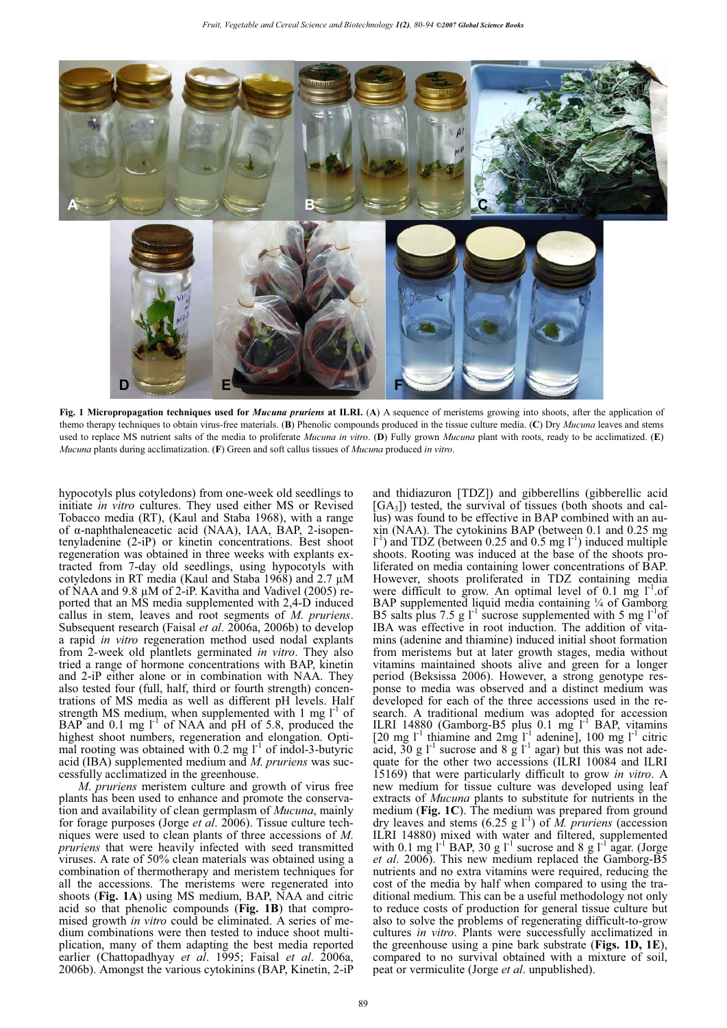**Fig. 1 Micropropagation techniques used for *Mucuna pruriens* at ILRI.** (**A**) A sequence of meristems growing into shoots, after the application of themo therapy techniques to obtain virus-free materials. (**B**) Phenolic compounds produced in the tissue culture media. (**C**) Dry *Mucuna* leaves and stems used to replace MS nutrient salts of the media to proliferate *Mucuna in vitro*. (**D**) Fully grown *Mucuna* plant with roots, ready to be acclimatized. (**E**) *Mucuna* plants during acclimatization. (**F**) Green and soft callus tissues of *Mucuna* produced *in vitro*.

hypocotyls plus cotyledons) from one-week old seedlings to initiate *in vitro* cultures. They used either MS or Revised Tobacco media (RT), (Kaul and Staba 1968), with a range of α-naphthaleneacetic acid (NAA), IAA, BAP, 2-isopentenyladenine (2-iP) or kinetin concentrations. Best shoot regeneration was obtained in three weeks with explants extracted from 7-day old seedlings, using hypocotyls with cotyledons in RT media (Kaul and Staba 1968) and 2.7 µM of NAA and 9.8 µM of 2-iP. Kavitha and Vadivel (2005) reported that an MS media supplemented with 2,4-D induced callus in stem, leaves and root segments of *M. pruriens*. Subsequent research (Faisal *et al*. 2006a, 2006b) to develop a rapid *in vitro* regeneration method used nodal explants from 2-week old plantlets germinated *in vitro*. They also tried a range of hormone concentrations with BAP, kinetin and 2-iP either alone or in combination with NAA. They also tested four (full, half, third or fourth strength) concentrations of MS media as well as different pH levels. Half strength MS medium, when supplemented with 1 mg $l^{-1}$ of BAP and 0.1 mg $l^{-1}$ of NAA and pH of 5.8, produced the highest shoot numbers, regeneration and elongation. Optimal rooting was obtained with 0.2 mg $l^{-1}$ of indol-3-butyric acid (IBA) supplemented medium and *M. pruriens* was successfully acclimatized in the greenhouse.

*M. pruriens* meristem culture and growth of virus free plants has been used to enhance and promote the conservation and availability of clean germplasm of *Mucuna*, mainly for forage purposes (Jorge *et al*. 2006). Tissue culture techniques were used to clean plants of three accessions of *M. pruriens* that were heavily infected with seed transmitted viruses. A rate of 50% clean materials was obtained using a combination of thermotherapy and meristem techniques for all the accessions. The meristems were regenerated into shoots (**Fig. 1A**) using MS medium, BAP, NAA and citric acid so that phenolic compounds (**Fig. 1B**) that compromised growth *in vitro* could be eliminated. A series of medium combinations were then tested to induce shoot multiplication, many of them adapting the best media reported earlier (Chattopadhyay *et al*. 1995; Faisal *et al*. 2006a, 2006b). Amongst the various cytokinins (BAP, Kinetin, 2-iP and thidiazuron [TDZ]) and gibberellins (gibberellic acid [$GA_3$]) tested, the survival of tissues (both shoots and callus) was found to be effective in BAP combined with an auxin (NAA). The cytokinins BAP (between 0.1 and 0.25 mg $l^{-1}$) and TDZ (between 0.25 and 0.5 mg $l^{-1}$) induced multiple shoots. Rooting was induced at the base of the shoots proliferated on media containing lower concentrations of BAP. However, shoots proliferated in TDZ containing media were difficult to grow. An optimal level of 0.1 mg $l^{-1}$.of BAP supplemented liquid media containing ¼ of Gamborg B5 salts plus 7.5 g $l^{-1}$ sucrose supplemented with 5 mg $l^{-1}$of IBA was effective in root induction. The addition of vitamins (adenine and thiamine) induced initial shoot formation from meristems but at later growth stages, media without vitamins maintained shoots alive and green for a longer period (Beksissa 2006). However, a strong genotype response to media was observed and a distinct medium was developed for each of the three accessions used in the research. A traditional medium was adopted for accession ILRI 14880 (Gamborg-B5 plus 0.1 mg $l^{-1}$ BAP, vitamins [20 mg $l^{-1}$ thiamine and 2mg $l^{-1}$ adenine], 100 mg $l^{-1}$ citric acid, 30 g $l^{-1}$ sucrose and 8 g $l^{-1}$ agar) but this was not adequate for the other two accessions (ILRI 10084 and ILRI 15169) that were particularly difficult to grow *in vitro*. A new medium for tissue culture was developed using leaf extracts of *Mucuna* plants to substitute for nutrients in the medium (**Fig. 1C**). The medium was prepared from ground dry leaves and stems (6.25 g $l^{-1}$) of *M. pruriens* (accession ILRI 14880) mixed with water and filtered, supplemented with 0.1 mg $l^{-1}$ BAP, 30 g $l^{-1}$ sucrose and 8 g $l^{-1}$ agar. (Jorge *et al*. 2006). This new medium replaced the Gamborg-B5 nutrients and no extra vitamins were required, reducing the cost of the media by half when compared to using the traditional medium. This can be a useful methodology not only to reduce costs of production for general tissue culture but also to solve the problems of regenerating difficult-to-grow cultures *in vitro*. Plants were successfully acclimatized in the greenhouse using a pine bark substrate (**Figs. 1D, 1E**), compared to no survival obtained with a mixture of soil, peat or vermiculite (Jorge *et al*. unpublished).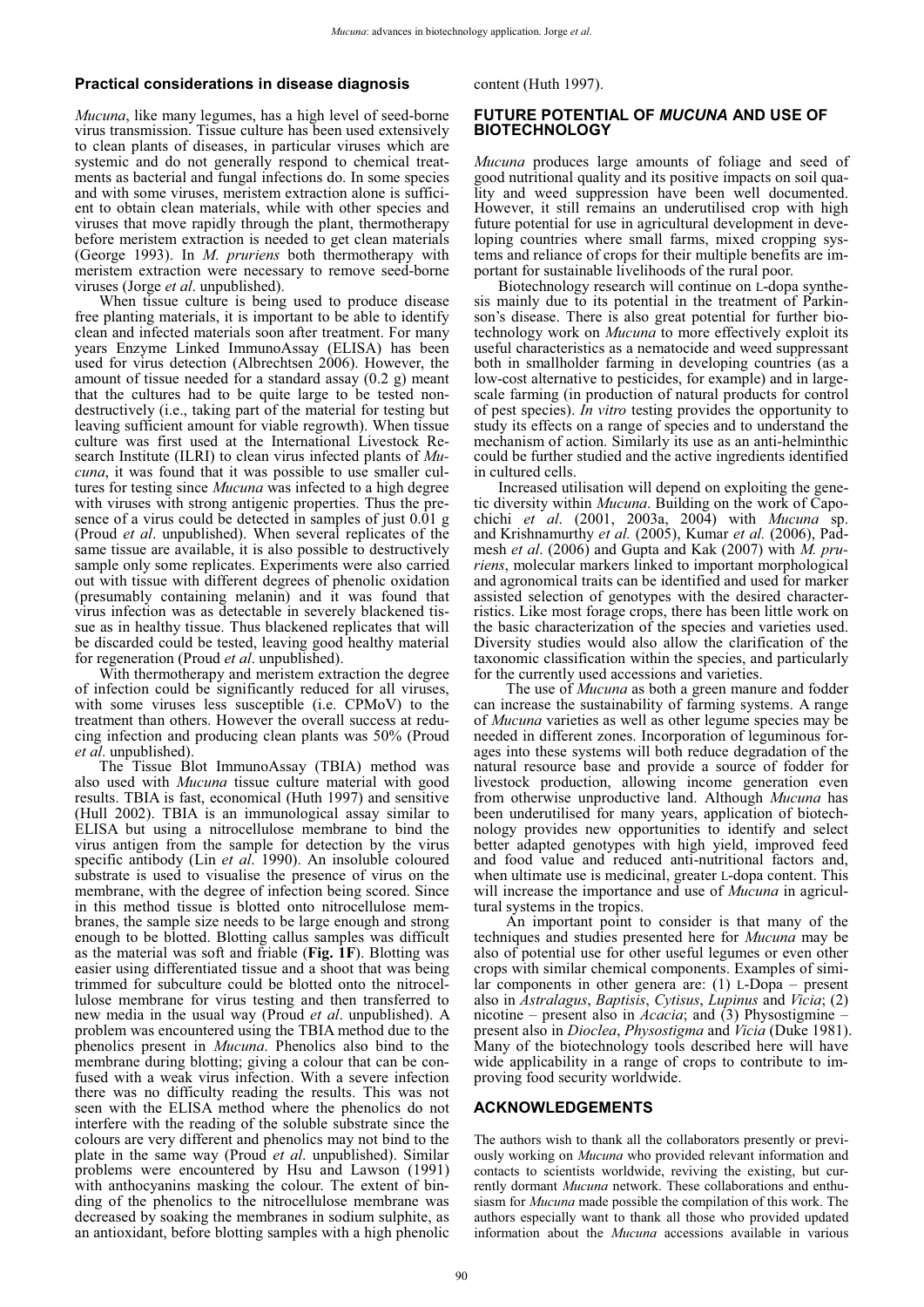### Practical considerations in disease diagnosis

*Mucuna*, like many legumes, has a high level of seed-borne virus transmission. Tissue culture has been used extensively to clean plants of diseases, in particular viruses which are systemic and do not generally respond to chemical treatments as bacterial and fungal infections do. In some species and with some viruses, meristem extraction alone is sufficient to obtain clean materials, while with other species and viruses that move rapidly through the plant, thermotherapy before meristem extraction is needed to get clean materials (George 1993). In *M. pruriens* both thermotherapy with meristem extraction were necessary to remove seed-borne viruses (Jorge *et al*. unpublished).

When tissue culture is being used to produce disease free planting materials, it is important to be able to identify clean and infected materials soon after treatment. For many years Enzyme Linked ImmunoAssay (ELISA) has been used for virus detection (Albrechtsen 2006). However, the amount of tissue needed for a standard assay (0.2 g) meant that the cultures had to be quite large to be tested non-destructively (i.e., taking part of the material for testing but leaving sufficient amount for viable regrowth). When tissue culture was first used at the International Livestock Research Institute (ILRI) to clean virus infected plants of *Mucuna*, it was found that it was possible to use smaller cultures for testing since *Mucuna* was infected to a high degree with viruses with strong antigenic properties. Thus the presence of a virus could be detected in samples of just 0.01 g (Proud *et al*. unpublished). When several replicates of the same tissue are available, it is also possible to destructively sample only some replicates. Experiments were also carried out with tissue with different degrees of phenolic oxidation (presumably containing melanin) and it was found that virus infection was as detectable in severely blackened tissue as in healthy tissue. Thus blackened replicates that will be discarded could be tested, leaving good healthy material for regeneration (Proud *et al*. unpublished).

With thermotherapy and meristem extraction the degree of infection could be significantly reduced for all viruses, with some viruses less susceptible (i.e. CPMoV) to the treatment than others. However the overall success at reducing infection and producing clean plants was 50% (Proud *et al*. unpublished).

The Tissue Blot ImmunoAssay (TBIA) method was also used with *Mucuna* tissue culture material with good results. TBIA is fast, economical (Huth 1997) and sensitive (Hull 2002). TBIA is an immunological assay similar to ELISA but using a nitrocellulose membrane to bind the virus antigen from the sample for detection by the virus specific antibody (Lin *et al*. 1990). An insoluble coloured substrate is used to visualise the presence of virus on the membrane, with the degree of infection being scored. Since in this method tissue is blotted onto nitrocellulose membranes, the sample size needs to be large enough and strong enough to be blotted. Blotting callus samples was difficult as the material was soft and friable (**Fig. 1F**). Blotting was easier using differentiated tissue and a shoot that was being trimmed for subculture could be blotted onto the nitrocellulose membrane for virus testing and then transferred to new media in the usual way (Proud *et al*. unpublished). A problem was encountered using the TBIA method due to the phenolics present in *Mucuna*. Phenolics also bind to the membrane during blotting; giving a colour that can be confused with a weak virus infection. With a severe infection there was no difficulty reading the results. This was not seen with the ELISA method where the phenolics do not interfere with the reading of the soluble substrate since the colours are very different and phenolics may not bind to the plate in the same way (Proud *et al*. unpublished). Similar problems were encountered by Hsu and Lawson (1991) with anthocyanins masking the colour. The extent of binding of the phenolics to the nitrocellulose membrane was decreased by soaking the membranes in sodium sulphite, as an antioxidant, before blotting samples with a high phenolic content (Huth 1997).

## FUTURE POTENTIAL OF *MUCUNA* AND USE OF BIOTECHNOLOGY

*Mucuna* produces large amounts of foliage and seed of good nutritional quality and its positive impacts on soil quality and weed suppression have been well documented. However, it still remains an underutilised crop with high future potential for use in agricultural development in developing countries where small farms, mixed cropping systems and reliance of crops for their multiple benefits are important for sustainable livelihoods of the rural poor.

Biotechnology research will continue on L-dopa synthesis mainly due to its potential in the treatment of Parkinson's disease. There is also great potential for further biotechnology work on *Mucuna* to more effectively exploit its useful characteristics as a nematocide and weed suppressant both in smallholder farming in developing countries (as a low-cost alternative to pesticides, for example) and in large-scale farming (in production of natural products for control of pest species). *In vitro* testing provides the opportunity to study its effects on a range of species and to understand the mechanism of action. Similarly its use as an anti-helminthic could be further studied and the active ingredients identified in cultured cells.

Increased utilisation will depend on exploiting the genetic diversity within *Mucuna*. Building on the work of Capochichi *et al*. (2001, 2003a, 2004) with *Mucuna* sp. and Krishnamurthy *et al.* (2005), Kumar *et al.* (2006), Padmesh *et al*. (2006) and Gupta and Kak (2007) with *M. pruriens*, molecular markers linked to important morphological and agronomical traits can be identified and used for marker assisted selection of genotypes with the desired characterristics. Like most forage crops, there has been little work on the basic characterization of the species and varieties used. Diversity studies would also allow the clarification of the taxonomic classification within the species, and particularly for the currently used accessions and varieties.

The use of *Mucuna* as both a green manure and fodder can increase the sustainability of farming systems. A range of *Mucuna* varieties as well as other legume species may be needed in different zones. Incorporation of leguminous forages into these systems will both reduce degradation of the natural resource base and provide a source of fodder for livestock production, allowing income generation even from otherwise unproductive land. Although *Mucuna* has been underutilised for many years, application of biotechnology provides new opportunities to identify and select better adapted genotypes with high yield, improved feed and food value and reduced anti-nutritional factors and, when ultimate use is medicinal, greater L-dopa content. This will increase the importance and use of *Mucuna* in agricultural systems in the tropics.

An important point to consider is that many of the techniques and studies presented here for *Mucuna* may be also of potential use for other useful legumes or even other crops with similar chemical components. Examples of similar components in other genera are: (1) L-Dopa – present also in *Astralagus*, *Baptisis*, *Cytisus*, *Lupinus* and *Vicia*; (2) nicotine – present also in *Acacia*; and (3) Physostigmine – present also in *Dioclea*, *Physostigma* and *Vicia* (Duke 1981). Many of the biotechnology tools described here will have wide applicability in a range of crops to contribute to improving food security worldwide.

## ACKNOWLEDGEMENTS

The authors wish to thank all the collaborators presently or previously working on *Mucuna* who provided relevant information and contacts to scientists worldwide, reviving the existing, but currently dormant *Mucuna* network. These collaborations and enthusiasm for *Mucuna* made possible the compilation of this work. The authors especially want to thank all those who provided updated information about the *Mucuna* accessions available in various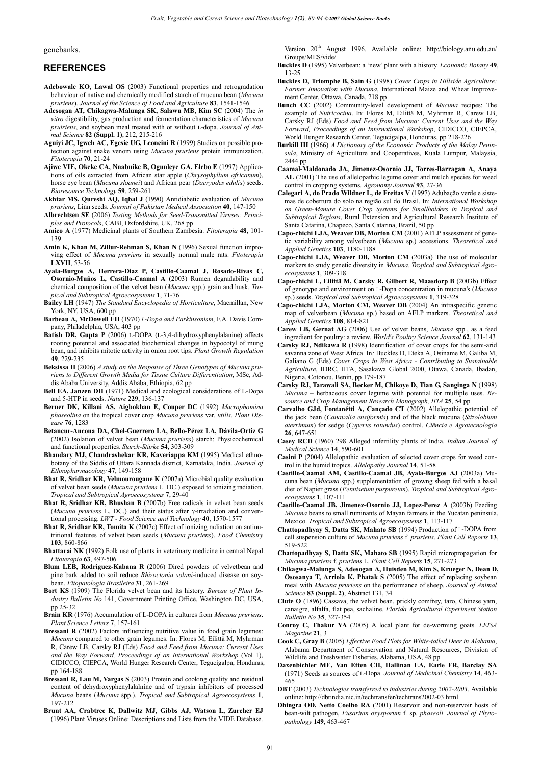genebanks.

## REFERENCES

**Adebowale KO, Lawal OS** (2003) Functional properties and retrogradation behaviour of native and chemically modified starch of mucuna bean (*Mucuna pruriens*). *Journal of the Science of Food and Agriculture* **83**, 1541-1546

**Adesogan AT, Chikagwa-Malunga SK, Salawu MB, Kim SC** (2004) The *in vitro* digestibility, gas production and fermentation characteristics of *Mucuna pruiriens*, and soybean meal treated with or without L-dopa. *Journal of Animal Science* **82 (Suppl. 1)**, 212, 215-216

**Aguiyi JC, Igweh AC, Egesie UG, Leoncini R** (1999) Studies on possible protection against snake venom using *Mucuna pruriens* protein immunization. *Fitoterapia* **70**, 21-24

**Ajiwe VIE, Okeke CA, Nnabuike B, Ogunleye GA, Elebo E** (1997) Applications of oils extracted from African star apple (*Chrysophyllum africanum*), horse eye bean (*Mucuna sloanei*) and African pear (*Dacryodes edulis*) seeds. *Bioresource Technology* **59**, 259-261

**Akhtar MS, Qureshi AQ, Iqbal J** (1990) Antidiabetic evaluation of *Mucuna pruriens*, Linn seeds. *Journal of Pakistan Medical Association* **40**, 147-150

**Albrechtsen SE** (2006) *Testing Methods for Seed-Transmitted Viruses: Principles and Protocols*, CABI, Oxfordshire, UK, 268 pp

**Amico A** (1977) Medicinal plants of Southern Zambesia. *Fitoterapia* **48**, 101-139

**Amin K, Khan M, Zillur-Rehman S, Khan N** (1996) Sexual function improving effect of *Mucuna pruriens* in sexually normal male rats. *Fitoterapia* **LXVII**, 53-56

**Ayala-Burgos A, Herrera-Diaz P, Castillo-Caamal J, Rosado-Rivas C, Osornio-Muños L, Castillo-Caamal A** (2003) Rumen degradability and chemical composition of the velvet bean (*Mucuna* spp.) grain and husk. *Tropical and Subtropical Agroecosystems* **1**, 71-76

**Bailey LH** (1947) *The Standard Encyclopedia of Horticulture*, Macmillan, New York, NY, USA, 600 pp

**Barbeau A, McDowell FH** (1970) *L-Dopa and Parkinsonism*, F.A. Davis Company, Philadelphia, USA, 403 pp

**Batish DR, Gupta P** (2006) L-DOPA (L-3,4-dihydroxyphenylalanine) affects rooting potential and associated biochemical changes in hypocotyl of mung bean, and inhibits mitotic activity in onion root tips. *Plant Growth Regulation* **49**, 229-235

**Beksissa H** (2006) *A study on the Response of Three Genotypes of Mucuna pruriens to Different Growth Media for Tissue Culture Differentiation*, MSc, Addis Ababa University, Addis Ababa, Ethiopia, 62 pp

**Bell EA, Janzen DH** (1971) Medical and ecological considerations of L-Dopa and 5-HTP in seeds. *Nature* **229**, 136-137

**Berner DK, Killani AS, Aigbokhan E, Couper DC** (1992) *Macrophomina phaseolina* on the tropical cover crop *Mucuna pruriens* var. *utilis*. *Plant Disease* **76**, 1283

**Betancur-Ancona DA, Chel-Guerrero LA, Bello-Pérez LA, Dávila-Ortiz G** (2002) Isolation of velvet bean (*Mucuna pruriens*) starch: Physicochemical and functional properties. *Starch-Stärke* **54**, 303-309

**Bhandary MJ, Chandrashekar KR, Kaveriappa KM** (1995) Medical ethnobotany of the Siddis of Uttara Kannada district, Karnataka, India. *Journal of Ethnopharmacology* **47**, 149-158

**Bhat R, Sridhar KR, Velmourougane K** (2007a) Microbial quality evaluation of velvet bean seeds (*Mucuna pruriens* L. DC.) exposed to ionizing radiation. *Tropical and Subtropical Agroecosystems* **7**, 29-40

**Bhat R, Sridhar KR, Bhushan B** (2007b) Free radicals in velvet bean seeds (*Mucuna pruriens* L. DC.) and their status after γ-irradiation and conventional processing. *LWT - Food Science and Technology* **40**, 1570-1577

**Bhat R, Sridhar KR, Tomita K** (2007c) Effect of ionizing radiation on antinutritional features of velvet bean seeds (*Mucuna pruriens*). *Food Chemistry* **103**, 860-866

**Bhattarai NK** (1992) Folk use of plants in veterinary medicine in central Nepal. *Fitoterapia* **63**, 497-506

**Blum LEB, Rodriguez-Kabana R** (2006) Dired powders of velvetbean and pine bark added to soil reduce *Rhizoctonia solani*-induced disease on soybean. *Fitopatologia Brasileira* **31**, 261-269

**Bort KS** (1909) The Florida velvet bean and its history. *Bureau of Plant Industry Bulletin No* 141, Government Printing Office, Washington DC, USA, pp 25-32

**Brain KR** (1976) Accumulation of L-DOPA in cultures from *Mucuna pruriens*. *Plant Science Letters* **7**, 157-161

**Bressani R** (2002) Factors influencing nutritive value in food grain legumes: *Mucuna* compared to other grain legumes. In: Flores M, Eilittä M, Myhrman R, Carew LB, Carsky RJ (Eds) *Food and Feed from Mucuna: Current Uses and the Way Forward, Proceedings of an International Workshop* (Vol 1), CIDICCO, CIEPCA, World Hunger Research Center, Tegucigalpa, Honduras, pp 164-188

**Bressani R, Lau M, Vargas S** (2003) Protein and cooking quality and residual content of dehydroxyphenylalalnine and of trypsin inhibitors of processed *Mucuna* beans (*Mucuna* spp.). *Tropical and Subtropical Agroecosystems* **1**, 197-212

**Brunt AA, Crabtree K, Dallwitz MJ, Gibbs AJ, Watson L, Zurcher EJ** (1996) Plant Viruses Online: Descriptions and Lists from the VIDE Database. Version 20th August 1996. Available online: http://biology.anu.edu.au/Groups/MES/vide/

**Buckles D** (1995) Velvetbean: a 'new' plant with a history. *Economic Botany* **49**, 13-25

**Buckles D, Triomphe B, Sain G** (1998) *Cover Crops in Hillside Agriculture: Farmer Innovation with Mucuna*, International Maize and Wheat Improvement Center, Ottawa, Canada, 218 pp

**Bunch CC** (2002) Community-level development of *Mucuna* recipes: The example of *Nutricocina*. In: Flores M, Eilittä M, Myhrman R, Carew LB, Carsky RJ (Eds) *Food and Feed from Mucuna: Current Uses and the Way Forward, Proceedings of an International Workshop*, CIDICCO, CIEPCA, World Hunger Research Center, Tegucigalpa, Honduras, pp 218-226

**Burkill IH** (1966) *A Dictionary of the Economic Products of the Malay Peninsula*, Ministry of Agriculture and Cooperatives, Kuala Lumpur, Malaysia, 2444 pp

**Caamal-Maldonado JA, Jimenez-Osornio JJ, Torres-Barragan A, Anaya AL** (2001) The use of allelopathic legume cover and mulch species for weed control in cropping systems. *Agronomy Journal* **93**, 27-36

**Calegari A, do Prado Wildner L, de Freitas V** (1997) Adubação verde e sistemas de cobertura do solo na região sul do Brasil. In: *International Workshop on Green-Manure Cover Crop Systems for Smallholders in Tropical and Subtropical Regions*, Rural Extension and Agricultural Research Institute of Santa Catarina, Chapeco, Santa Catarina, Brazil, 50 pp

**Capo-chichi LJA, Weaver DB, Morton CM** (2001) AFLP assessment of genetic variability among velvetbean (*Mucuna* sp.) accessions. *Theoretical and Applied Genetics* **103**, 1180-1188

**Capo-chichi LJA, Weaver DB, Morton CM** (2003a) The use of molecular markers to study genetic diversity in *Mucuna*. *Tropical and Subtropical Agroecosystems* **1**, 309-318

**Capo-chichi L, Eilittä M, Carsky R, Gilbert R, Maasdorp B** (2003b) Effect of genotype and environment on L-Dopa concentration in mucuna's (*Mucuna* sp.) seeds. *Tropical and Subtropical Agroecosystems* **1**, 319-328

**Capo-chichi LJA, Morton CM, Weaver DB** (2004) An intraspecific genetic map of velvetbean (*Mucuna* sp.) based on AFLP markers. *Theoretical and Applied Genetics* **108**, 814-821

**Carew LB, Gernat AG** (2006) Use of velvet beans, *Mucuna* spp., as a feed ingredient for poultry: a review. *World's Poultry Science Journal* **62**, 131-143

**Carsky RJ, Ndikawa R** (1998) Identification of cover crops for the semi-arid savanna zone of West Africa. In*:* Buckles D, Eteka A, Osiname M, Galiba M, Galiano G (Eds) *Cover Crops in West Africa - Contributing to Sustainable Agriculture*, IDRC, IITA, Sasakawa Global 2000, Otawa, Canada, Ibadan, Nigeria, Cotonou, Benin, pp 179-187

**Carsky RJ, Tarawali SA, Becker M, Chikoye D, Tian G, Sanginga N** (1998) *Mucuna* – herbaceous cover legume with potential for multiple uses. *Resource and Crop Management Research Monograph, IITA* **25**, 54 pp

**Carvalho GJd, Fontanétti A, Cançado CT** (2002) Allelopathic potential of the jack bean (*Canavalia ensiformis*) and of the black mucuna (*Stizolobium aterrimum*) for sedge (*Cyperus rotundus*) control. *Ciência e Agrotecnologia* **26**, 647-651

**Casey RCD** (1960) 298 Alleged infertility plants of India. *Indian Journal of Medical Science* **14**, 590-601

**Casini P** (2004) Allelopathic evaluation of selected cover crops for weed control in the humid tropics. *Allelopathy Journal* **14**, 51-58

**Castillo-Caamal AM, Castillo-Caamal JB, Ayala-Burgos AJ** (2003a) Mucuna bean (*Mucuna* spp.) supplementation of growng sheep fed with a basal diet of Napier grass (*Pennisetum purpureum*). *Tropical and Subtropical Agroecosystems* **1**, 107-111

**Castillo-Caamal JB, Jimenez-Osornio JJ, Lopez-Perez A** (2003b) Feeding *Mucuna* beans to small ruminants of Mayan farmers in the Yucatan peninsula, Mexico. *Tropical and Subtropical Agroecosystems* **1**, 113-117

**Chattopadhyay S, Datta SK, Mahato SB** (1994) Production of L-DOPA from cell suspension culture of *Mucuna pruriens* f. *pruriens*. *Plant Cell Reports* **13**, 519-522

**Chattopadhyay S, Datta SK, Mahato SB** (1995) Rapid micropropagation for *Mucuna pruriens* f. *pruriens* L. *Plant Cell Reports* **15**, 271-273

**Chikagwa-Malunga S, Adesogan A, Huisden M, Kim S, Krueger N, Dean D, Ososanya T, Arriola K, Phatak S** (2005) The effect of replacing soybean meal with *Mucuna pruriens* on the performance of sheep. *Journal of Animal Science* **83 (Suppl. 2)**, Abstract 131, 34

**Clute O** (1896) Cassava, the velvet bean, prickly comfrey, taro, Chinese yam, canaigre, alfalfa, flat pea, sachaline. *Florida Agricultural Experiment Station Bulletin No* **35**, 327-354

**Conroy C, Thakur YA** (2005) A local plant for de-worming goats. *LEISA Magazine* **21**, 3

**Cook C, Gray B** (2005) *Effective Food Plots for White-tailed Deer in Alabama*, Alabama Department of Conservation and Natural Resources, Division of Wildlife and Freshwater Fisheries, Alabama, USA, 48 pp

**Daxenbichler ME, Van Etten CH, Hallinan EA, Earle FR, Barclay SA** (1971) Seeds as sources of L-Dopa. *Journal of Medicinal Chemistry* **14**, 463-465

**DBT** (2003) *Technologies transferred to industries during 2002-2003*. Available online: http://dbtindia.nic.in/techtransfer/techtrans2002-03.html

**Dhingra OD, Netto Coelho RA** (2001) Reservoir and non-reservoir hosts of bean-wilt pathogen, *Fusarium oxysporum* f. sp. *phaseoli*. *Journal of Phytopathology* **149**, 463-467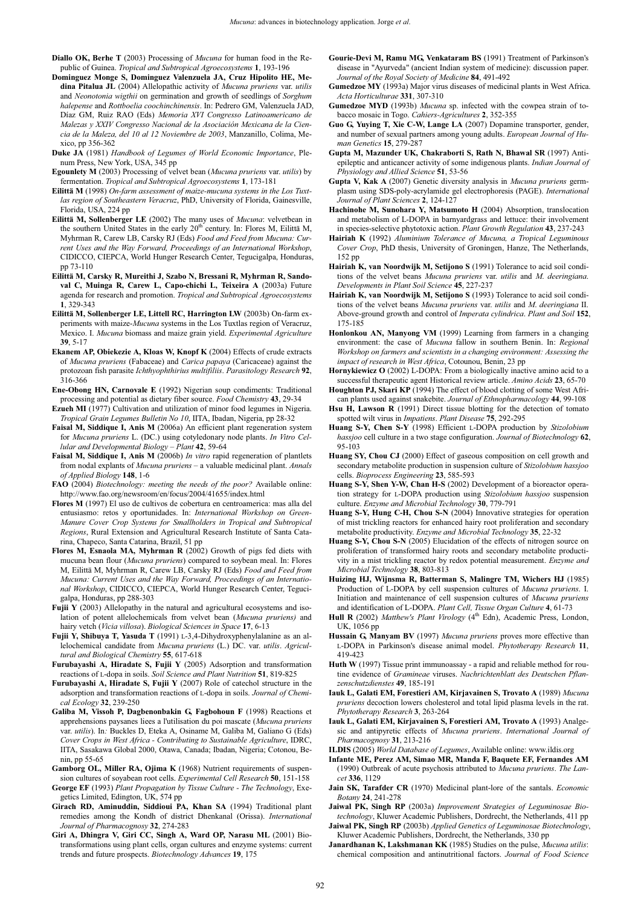**Diallo OK, Berhe T** (2003) Processing of *Mucuna* for human food in the Republic of Guinea. *Tropical and Subtropical Agroecosystems* **1**, 193-196

**Dominguez Monge S, Dominguez Valenzuela JA, Cruz Hipolito HE, Medina Pitalua JL** (2004) Allelopathic activity of *Mucuna pruriens* var. *utilis* and *Neonotonia wigthii* on germination and growth of seedlings of *Sorghum halepense* and *Rottboelia coochinchinensis*. In: Pedrero GM, Valenzuela JAD, Díaz GM, Ruiz RAO (Eds) *Memoria XVI Congresso Latinoamericano de Malezas y XXIV Congresso Nacional de la Asociación Mexicana de la Ciencia de la Maleza, del 10 al 12 Noviembre de 2003*, Manzanillo, Colima, Mexico, pp 356-362

**Duke JA** (1981) *Handbook of Legumes of World Economic Importance*, Plenum Press, New York, USA, 345 pp

**Egounlety M** (2003) Processing of velvet bean (*Mucuna pruriens* var. *utilis*) by fermentation. *Tropical and Subtropical Agroecosystems* **1**, 173-181

**Eilittä M** (1998) *On-farm assessment of maize-mucuna systems in the Los Tuxtlas region of Southeastern Veracruz*, PhD, University of Florida, Gainesville, Florida, USA, 224 pp

**Eilittä M, Sollenberger LE** (2002) The many uses of *Mucuna*: velvetbean in the southern United States in the early 20[th] century. In: Flores M, Eilittä M, Myhrman R, Carew LB, Carsky RJ (Eds) *Food and Feed from Mucuna: Current Uses and the Way Forward, Proceedings of an International Workshop*, CIDICCO, CIEPCA, World Hunger Research Center, Tegucigalpa, Honduras, pp 73-110

**Eilittä M, Carsky R, Mureithi J, Szabo N, Bressani R, Myhrman R, Sandoval C, Muinga R, Carew L, Capo-chichi L, Teixeira A** (2003a) Future agenda for research and promotion. *Tropical and Subtropical Agroecosystems* **1**, 329-343

**Eilittä M, Sollenberger LE, Littell RC, Harrington LW** (2003b) On-farm experiments with maize-*Mucuna* systems in the Los Tuxtlas region of Veracruz, Mexico. I. *Mucuna* biomass and maize grain yield. *Experimental Agriculture* **39**, 5-17

**Ekanem AP, Obiekezie A, Kloas W, Knopf K** (2004) Effects of crude extracts of *Mucuna pruriens* (Fabaceae) and *Carica papaya* (Caricaceae) against the protozoan fish parasite *Ichthyophthirius multifiliis*. *Parasitology Research* **92**, 316-366

**Ene-Obong HN, Carnovale E** (1992) Nigerian soup condiments: Traditional processing and potential as dietary fiber source. *Food Chemistry* **43**, 29-34

**Ezueh MI** (1977) Cultivation and utilization of minor food legumes in Nigeria. *Tropical Grain Legumes Bulletin No 10*, IITA, Ibadan, Nigeria, pp 28-32

**Faisal M, Siddique I, Anis M** (2006a) An efficient plant regeneration system for *Mucuna pruriens* L. (DC.) using cotyledonary node plants. *In Vitro Cellular and Developmental Biology – Plant* **42**, 59-64

**Faisal M, Siddique I, Anis M** (2006b) *In vitro* rapid regeneration of plantlets from nodal explants of *Mucuna pruriens* – a valuable medicinal plant. *Annals of Applied Biology* **148**, 1-6

**FAO** (2004) *Biotechnology: meeting the needs of the poor?* Available online: http://www.fao.org/newsroom/en/focus/2004/41655/index.html

**Flores M** (1997) El uso de cultivos de cobertura en centroamerica: mas alla del entusiasmo: retos y oportunidades. In: *International Workshop on Green-Manure Cover Crop Systems for Smallholders in Tropical and Subtropical Regions*, Rural Extension and Agricultural Research Institute of Santa Catarina, Chapeco, Santa Catarina, Brazil, 51 pp

**Flores M, Esnaola MA, Myhrman R** (2002) Growth of pigs fed diets with mucuna bean flour (*Mucuna pruriens*) compared to soybean meal. In: Flores M, Eilittä M, Myhrman R, Carew LB, Carsky RJ (Eds) *Food and Feed from Mucuna: Current Uses and the Way Forward, Proceedings of an International Workshop*, CIDICCO, CIEPCA, World Hunger Research Center, Tegucigalpa, Honduras, pp 288-303

**Fujii Y** (2003) Allelopathy in the natural and agricultural ecosystems and isolation of potent allelochemicals from velvet bean (*Mucuna pruriens)* and hairy vetch (*Vicia villosa*). *Biological Sciences in Space* **17**, 6-13

**Fujii Y, Shibuya T, Yasuda T** (1991) L-3,4-Dihydroxyphenylalanine as an allelochemical candidate from *Mucuna pruriens* (L.) DC. var. *utilis*. *Agricultural and Biological Chemistry* **55**, 617-618

**Furubayashi A, Hiradate S, Fujii Y** (2005) Adsorption and transformation reactions of L-dopa in soils. *Soil Science and Plant Nutrition* **51**, 819-825

**Furubayashi A, Hiradate S, Fujii Y** (2007) Role of catechol structure in the adsorption and transformation reactions of L-dopa in soils. *Journal of Chemical Ecology* **32**, 239-250

**Galiba M, Vissoh P, Dagbenonbakin G, Fagbohoun F** (1998) Reactions et apprehensions paysanes liees a l'utilisation du poi mascate (*Mucuna pruriens* var. *utilis*). In*:* Buckles D, Eteka A, Osiname M, Galiba M, Galiano G (Eds) *Cover Crops in West Africa - Contributing to Sustainable Agriculture*, IDRC, IITA, Sasakawa Global 2000, Otawa, Canada; Ibadan, Nigeria; Cotonou, Benin, pp 55-65

**Gamborg OL, Miller RA, Ojima K** (1968) Nutrient requirements of suspension cultures of soyabean root cells. *Experimental Cell Research* **50**, 151-158

**George EF** (1993) *Plant Propagation by Tissue Culture - The Technology*, Exegetics Limited, Edington, UK, 574 pp

**Girach RD, Aminuddin, Siddioui PA, Khan SA** (1994) Traditional plant remedies among the Kondh of district Dhenkanal (Orissa). *International Journal of Pharmacognosy* **32**, 274-283

**Giri A, Dhingra V, Giri CC, Singh A, Ward OP, Narasu ML** (2001) Biotransformations using plant cells, organ cultures and enzyme systems: current trends and future prospects. *Biotechnology Advances* **19**, 175

**Gourie-Devi M, Ramu MG, Venkataram BS** (1991) Treatment of Parkinson's disease in "Ayurveda" (ancient Indian system of medicine): discussion paper. *Journal of the Royal Society of Medicine* **84**, 491-492

**Gumedzoe MY** (1993a) Major virus diseases of medicinal plants in West Africa. *Acta Horticulturae* **331**, 307-310

**Gumedzoe MYD** (1993b) *Mucuna* sp. infected with the cowpea strain of tobacco mosaic in Togo. *Cahiers-Agricultures* **2**, 352-355

**Guo G, Yuying T, Xie C-W, Lange LA** (2007) Dopamine transporter, gender, and number of sexual partners among young adults. *European Journal of Human Genetics* **15**, 279-287

**Gupta M, Mazunder UK, Chakraborti S, Rath N, Bhawal SR** (1997) Antiepileptic and anticancer activity of some indigenous plants. *Indian Journal of Physiology and Allied Science* **51**, 53-56

**Gupta V, Kak A** (2007) Genetic diversity analysis in *Mucuna pruriens* germplasm using SDS-poly-acrylamide gel electrophoresis (PAGE). *International Journal of Plant Sciences* **2**, 124-127

**Hachinohe M, Sunohara Y, Matsumoto H** (2004) Absorption, translocation and metabolism of L-DOPA in barnyardgrass and lettuce: their involvement in species-selective phytotoxic action. *Plant Growth Regulation* **43**, 237-243

**Hairiah K** (1992) *Aluminium Tolerance of Mucuna, a Tropical Leguminous Cover Crop*, PhD thesis, University of Groningen, Hanze, The Netherlands, 152 pp

**Hairiah K, van Noordwijk M, Setijono S** (1991) Tolerance to acid soil conditions of the velvet beans *Mucuna pruriens* var. *utilis* and *M. deeringiana*. *Developments in Plant Soil Science* **45**, 227-237

**Hairiah K, van Noordwijk M, Setijono S** (1993) Tolerance to acid soil conditions of the velvet beans *Mucuna pruriens* var. *utilis* and *M. deeringiana* II. Above-ground growth and control of *Imperata cylindrica*. *Plant and Soil* **152**, 175-185

**Honlonkou AN, Manyong VM** (1999) Learning from farmers in a changing environment: the case of *Mucuna* fallow in southern Benin. In: *Regional Workshop on farmers and scientists in a changing environment: Assessing the impact of research in West Africa*, Cotounou, Benin, 23 pp

**Hornykiewicz O** (2002) L-DOPA: From a biologically inactive amino acid to a successful therapeutic agent Historical review article. *Amino Acids* **23**, 65-70

**Houghton PJ, Skari KP** (1994) The effect of blood clotting of some West African plants used against snakebite. *Journal of Ethnopharmacology* **44**, 99-108

**Hsu H, Lawson R** (1991) Direct tissue blotting for the detection of tomato spotted wilt virus in *Impatiens*. *Plant Disease* **75**, 292-295

**Huang S-Y, Chen S-Y** (1998) Efficient L-DOPA production by *Stizolobium hassjoo* cell culture in a two stage configuration. *Journal of Biotechnology* **62**, 95-103

**Huang SY, Chou CJ** (2000) Effect of gaseous composition on cell growth and secondary metabolite production in suspension culture of *Stizolobium hassjoo* cells. *Bioprocess Engineering* **23**, 585-593

**Huang S-Y, Shen Y-W, Chan H-S** (2002) Development of a bioreactor operation strategy for L-DOPA production using *Stizolobium hassjoo* suspension culture. *Enzyme and Microbial Technology* **30**, 779-791

**Huang S-Y, Hung C-H, Chou S-N** (2004) Innovative strategies for operation of mist trickling reactors for enhanced hairy root proliferation and secondary metabolite productivity. *Enzyme and Microbial Technology* **35**, 22-32

**Huang S-Y, Chou S-N** (2005) Elucidation of the effects of nitrogen source on proliferation of transformed hairy roots and secondary metabolite productivity in a mist trickling reactor by redox potential measurement. *Enzyme and Microbial Technology* **38**, 803-813

**Huizing HJ, Wijnsma R, Batterman S, Malingre TM, Wichers HJ** (1985) Production of L-DOPA by cell suspension cultures of *Mucuna pruriens*. I. Initiation and maintenance of cell suspension cultures of *Mucuna pruriens* and identification of L-DOPA. *Plant Cell, Tissue Organ Culture* **4**, 61-73

**Hull R** (2002) *Matthew's Plant Virology* (4[th] Edn), Academic Press, London, UK, 1056 pp

**Hussain G, Manyam BV** (1997) *Mucuna pruriens* proves more effective than L-DOPA in Parkinson's disease animal model. *Phytotherapy Research* **11**, 419-423

**Huth W** (1997) Tissue print immunoassay - a rapid and reliable method for routine evidence of *Gramineae* viruses. *Nachrichtenblatt des Deutschen Pflanzenschutzdienstes* **49**, 185-191

**Iauk L, Galati EM, Forestieri AM, Kirjavainen S, Trovato A** (1989) *Mucuna pruriens* decoction lowers cholesterol and total lipid plasma levels in the rat. *Phytotherapy Research* **3**, 263-264

**Iauk L, Galati EM, Kirjavainen S, Forestieri AM, Trovato A** (1993) Analgesic and antipyretic effects of *Mucuna pruriens*. *International Journal of Pharmacognosy* **31**, 213-216

**ILDIS** (2005) *World Database of Legumes*, Available online: www.ildis.org

**Infante ME, Perez AM, Simao MR, Manda F, Baquete EF, Fernandes AM** (1990) Outbreak of acute psychosis attributed to *Mucuna pruriens*. *The Lancet* **336**, 1129

**Jain SK, Tarafder CR** (1970) Medicinal plant-lore of the santals. *Economic Botany* **24**, 241-278

**Jaiwal PK, Singh RP** (2003a) *Improvement Strategies of Leguminosae Biotechnology*, Kluwer Academic Publishers, Dordrecht, the Netherlands, 411 pp

**Jaiwal PK, Singh RP** (2003b) *Applied Genetics of Leguminosae Biotechnology*, Kluwer Academic Publishers, Dordrecht, the Netherlands, 330 pp

**Janardhanan K, Lakshmanan KK** (1985) Studies on the pulse, *Mucuna utilis*: chemical composition and antinutritional factors. *Journal of Food Science*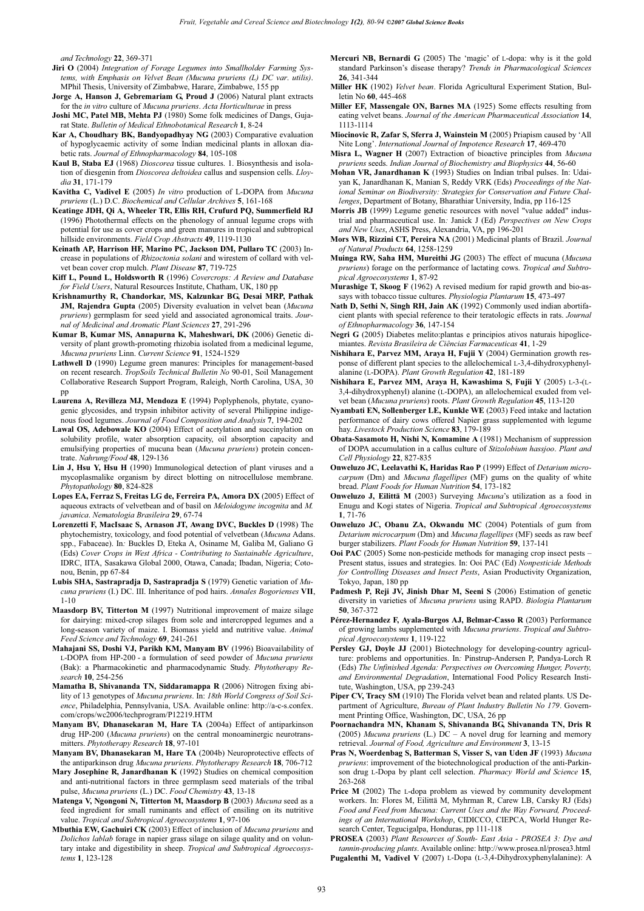*and Technology* **22**, 369-371

**Jiri O** (2004) *Integration of Forage Legumes into Smallholder Farming Systems, with Emphasis on Velvet Bean (Mucuna pruriens (L) DC var. utilis)*. MPhil Thesis, University of Zimbabwe, Harare, Zimbabwe, 155 pp

**Jorge A, Hanson J, Gebremariam G, Proud J** (2006) Natural plant extracts for the *in vitro* culture of *Mucuna pruriens*. *Acta Horticulturae* in press

**Joshi MC, Patel MB, Mehta PJ** (1980) Some folk medicines of Dangs, Gujarat State. *Bulletin of Medical Ethnobotanical Research* **1**, 8-24

**Kar A, Choudhary BK, Bandyopadhyay NG** (2003) Comparative evaluation of hypoglycaemic activity of some Indian medicinal plants in alloxan diabetic rats. *Journal of Ethnopharmacology* **84**, 105-108

**Kaul B, Staba EJ** (1968) *Dioscorea* tissue cultures. 1. Biosynthesis and isolation of diesgenin from *Dioscorea deltoidea* callus and suspension cells. *Lloydia* **31**, 171-179

**Kavitha C, Vadivel E** (2005) *In vitro* production of L-DOPA from *Mucuna pruriens* (L.) D.C. *Biochemical and Cellular Archives* **5**, 161-168

**Keatinge JDH, Qi A, Wheeler TR, Ellis RH, Crufurd PQ, Summerfield RJ** (1996) Photothermal effects on the phenology of annual legume crops with potential for use as cover crops and green manures in tropical and subtropical hillside environments. *Field Crop Abstracts* **49**, 1119-1130

**Keinath AP, Harrison HF, Marino PC, Jackson DM, Pullaro TC** (2003) Increase in populations of *Rhizoctonia solani* and wirestem of collard with velvet bean cover crop mulch. *Plant Disease* **87**, 719-725

**Kiff L, Pound L, Holdsworth R** (1996) *Covercrops: A Review and Database for Field Users*, Natural Resources Institute, Chatham, UK, 180 pp

**Krishnamurthy R, Chandorkar, MS, Kalzunkar BG, Desai MRP, Pathak JM, Rajendra Gupta** (2005) Diversity evaluation in velvet bean (*Mucuna pruriens*) germplasm for seed yield and associated agronomical traits. *Journal of Medicinal and Aromatic Plant Sciences* **27**, 291-296

**Kumar B, Kumar MS, Annapurna K, Maheshwari, DK** (2006) Genetic diversity of plant growth-promoting rhizobia isolated from a medicinal legume, *Mucuna pruriens* Linn. *Current Science* **91**, 1524-1529

**Lathwell D** (1990) Legume green manures: Principles for management-based on recent research. *TropSoils Technical Bulletin No* 90-01, Soil Management Collaborative Research Support Program, Raleigh, North Carolina, USA, 30 pp

**Laurena A, Revilleza MJ, Mendoza E** (1994) Poplyphenols, phytate, cyanogenic glycosides, and trypsin inhibitor activity of several Philippine indigenous food legumes. *Journal of Food Composition and Analysis* **7**, 194-202

**Lawal OS, Adebowale KO** (2004) Effect of acetylation and succinylation on solubility profile, water absorption capacity, oil absorption capacity and emulsifying properties of mucuna bean (*Mucuna pruriens*) protein concentrate. *Nahrung/Food* **48**, 129-136

**Lin J, Hsu Y, Hsu H** (1990) Immunological detection of plant viruses and a mycoplasmalike organism by direct blotting on nitrocellulose membrane. *Phytopathology* **80**, 824-828

**Lopes EA, Ferraz S, Freitas LG de, Ferreira PA, Amora DX** (2005) Effect of aqueous extracts of velvetbean and of basil on *Meloidogyne incognita* and *M. javanica*. *Nematologia Brasileira* **29**, 67-74

**Lorenzetti F, MacIsaac S, Arnason JT, Awang DVC, Buckles D** (1998) The phytochemistry, toxicology, and food potential of velvetbean (*Mucuna* Adans. spp., Fabaceae). In*:* Buckles D, Eteka A, Osiname M, Galiba M, Galiano G (Eds) *Cover Crops in West Africa - Contributing to Sustainable Agriculture*, IDRC, IITA, Sasakawa Global 2000, Otawa, Canada; Ibadan, Nigeria; Cotonou, Benin, pp 67-84

**Lubis SHA, Sastrapradja D, Sastrapradja S** (1979) Genetic variation of *Mucuna pruriens* (I.) DC. III. Inheritance of pod hairs. *Annales Bogorienses* **VII**, 1-10

**Maasdorp BV, Titterton M** (1997) Nutritional improvement of maize silage for dairying: mixed-crop silages from sole and intercropped legumes and a long-season variety of maize. I. Biomass yield and nutritive value. *Animal Feed Science and Technology* **69**, 241-261

**Mahajani SS, Doshi VJ, Parikh KM, Manyam BV** (1996) Bioavailability of L-DOPA from HP-200 - a formulation of seed powder of *Mucuna pruriens* (Bak): a Pharmacokinetic and pharmacodynamic Study. *Phytotherapy Research* **10**, 254-256

**Mamatha B, Shivananda TN, Siddaramappa R** (2006) Nitrogen fixing ability of 13 genotypes of *Mucuna pruriens*. In: *18th World Congress of Soil Science*, Philadelphia, Pennsylvania, USA. Available online: http://a-c-s.confex.com/crops/wc2006/techprogram/P12219.HTM

**Manyam BV, Dhanasekaran M, Hare TA** (2004a) Effect of antiparkinson drug HP-200 (*Mucuna pruriens*) on the central monoaminergic neurotransmitters. *Phytotherapy Research* **18**, 97-101

**Manyam BV, Dhanasekaran M, Hare TA** (2004b) Neuroprotective effects of the antiparkinson drug *Mucuna pruriens*. *Phytotherapy Research* **18**, 706-712

**Mary Josephine R, Janardhanan K** (1992) Studies on chemical composition and anti-nutritional factors in three germplasm seed materials of the tribal pulse, *Mucuna pruriens* (L.) DC. *Food Chemistry* **43**, 13-18

**Matenga V, Ngongoni N, Titterton M, Maasdorp B** (2003) *Mucuna* seed as a feed ingredient for small ruminants and effect of ensiling on its nutritive value. *Tropical and Subtropical Agroecosystems* **1**, 97-106

**Mbuthia EW, Gachuiri CK** (2003) Effect of inclusion of *Mucuna pruriens* and *Dolichos lablab* forage in napier grass silage on silage quality and on voluntary intake and digestibility in sheep. *Tropical and Subtropical Agroecosystems* **1**, 123-128

**Mercuri NB, Bernardi G** (2005) The 'magic' of L-dopa: why is it the gold standard Parkinson's disease therapy? *Trends in Pharmacological Sciences* **26**, 341-344

**Miller HK** (1902) *Velvet bean*. Florida Agricultural Experiment Station, Bulletin No **60**, 445-468

**Miller EF, Massengale ON, Barnes MA** (1925) Some effects resulting from eating velvet beans. *Journal of the American Pharmaceutical Association* **14**, 1113-1114

**Miocinovic R, Zafar S, Sferra J, Wainstein M** (2005) Priapism caused by 'All Nite Long'. *International Journal of Impotence Research* **17**, 469-470

**Misra L, Wagner H** (2007) Extraction of bioactive principles from *Mucuna pruriens* seeds. *Indian Journal of Biochemistry and Biophysics* **44**, 56-60

**Mohan VR, Janardhanan K** (1993) Studies on Indian tribal pulses. In: Udaiyan K, Janardhanan K, Manian S, Reddy VRK (Eds) *Proceedings of the National Seminar on Biodiversity: Strategies for Conservation and Future Challenges*, Department of Botany, Bharathiar University, India, pp 116-125

**Morris JB** (1999) Legume genetic resources with novel "value added" industrial and pharmaceutical use. In*:* Janick J (Ed) *Perspectives on New Crops and New Uses*, ASHS Press, Alexandria, VA, pp 196-201

**Mors WB, Rizzini CT, Pereira NA** (2001) Medicinal plants of Brazil. *Journal of Natural Products* **64**, 1258-1259

**Muinga RW, Saha HM, Mureithi JG** (2003) The effect of mucuna (*Mucuna pruriens*) forage on the performance of lactating cows. *Tropical and Subtropical Agroecosystems* **1**, 87-92

**Murashige T, Skoog F** (1962) A revised medium for rapid growth and bio-assays with tobacco tissue cultures. *Physiologia Plantarum* **15**, 473-497

**Nath D, Sethi N, Singh RH, Jain AK** (1992) Commonly used indian abortifacient plants with special reference to their teratologic effects in rats. *Journal of Ethnopharmacology* **36**, 147-154

**Negri G** (2005) Diabetes melito:plantas e principios ativos naturais hipoglicemiantes. *Revista Brasileira de Ciências Farmaceuticas* **41**, 1-29

**Nishihara E, Parvez MM, Araya H, Fujii Y** (2004) Germination growth response of different plant species to the allelochemical L-3,4-dihydroxyphenylalanine (L-DOPA). *Plant Growth Regulation* **42**, 181-189

**Nishihara E, Parvez MM, Araya H, Kawashima S, Fujii Y** (2005) L-3-(L-3,4-dihydroxyphenyl) alanine (L-DOPA), an allelochemical exuded from velvet bean (*Mucuna pruriens*) roots. *Plant Growth Regulation* **45**, 113-120

**Nyambati EN, Sollenberger LE, Kunkle WE** (2003) Feed intake and lactation performance of dairy cows offered Napier grass supplemented with legume hay. *Livestock Production Science* **83**, 179-189

**Obata-Sasamoto H, Nishi N, Komamine A** (1981) Mechanism of suppression of DOPA accumulation in a callus culture of *Stizolobium hassjoo*. *Plant and Cell Physiology* **22**, 827-835

**Onweluzo JC, Leelavathi K, Haridas Rao P** (1999) Effect of *Detarium microcarpum* (Dm) and *Mucuna flagellipes* (MF) gums on the quality of white bread. *Plant Foods for Human Nutrition* **54**, 173-182

**Onweluzo J, Eilittä M** (2003) Surveying *Mucuna*'s utilization as a food in Enugu and Kogi states of Nigeria. *Tropical and Subtropical Agroecosystems* **1**, 71-76

**Onweluzo JC, Obanu ZA, Okwandu MC** (2004) Potentials of gum from *Detarium microcarpum* (Dm) and *Mucuna flagellipes* (MF) seeds as raw beef burger stabilizers. *Plant Foods for Human Nutrition* **59**, 137-141

**Ooi PAC** (2005) Some non-pesticide methods for managing crop insect pests – Present status, issues and strategies. In: Ooi PAC (Ed) *Nonpesticide Methods for Controlling Diseases and Insect Pests*, Asian Productivity Organization, Tokyo, Japan, 180 pp

**Padmesh P, Reji JV, Jinish Dhar M, Seeni S** (2006) Estimation of genetic diversity in varieties of *Mucuna pruriens* using RAPD. *Biologia Plantarum* **50**, 367-372

**Pérez-Hernandez F, Ayala-Burgos AJ, Belmar-Casso R** (2003) Performance of growing lambs supplemented with *Mucuna pruriens*. *Tropical and Subtropical Agroecosystems* **1**, 119-122

**Persley GJ, Doyle JJ** (2001) Biotechnology for developing-country agriculture: problems and opportunities. In*:* Pinstrup-Andersen P, Pandya-Lorch R (Eds) *The Unfinished Agenda: Perspectives on Overcoming Hunger, Poverty, and Environmental Degradation*, International Food Policy Research Institute, Washington, USA, pp 239-243

**Piper CV, Tracy SM** (1910) The Florida velvet bean and related plants. US Department of Agriculture, *Bureau of Plant Industry Bulletin No 179*. Government Printing Office, Washington, DC, USA, 26 pp

**Poornachandra MN, Khanam S, Shivananda BG, Shivananda TN, Dris R** (2005) *Mucuna pruriens* (L.) DC – A novel drug for learning and memory retrieval. *Journal of Food, Agriculture and Environment* **3**, 13-15

**Pras N, Woerdenbag S, Batterman S, Visser S, van Uden JF** (1993) *Mucuna pruriens*: improvement of the biotechnological production of the anti-Parkinson drug L-Dopa by plant cell selection. *Pharmacy World and Science* **15**, 263-268

**Price M** (2002) The L-dopa problem as viewed by community development workers. In: Flores M, Eilittä M, Myhrman R, Carew LB, Carsky RJ (Eds) *Food and Feed from Mucuna: Current Uses and the Way Forward, Proceedings of an International Workshop*, CIDICCO, CIEPCA, World Hunger Research Center, Tegucigalpa, Honduras, pp 111-118

**PROSEA** (2003) *Plant Resources of South- East Asia - PROSEA 3: Dye and tannin-producing plants*. Available online: http://www.prosea.nl/prosea3.html

**Pugalenthi M, Vadivel V** (2007) L-Dopa (L-3,4-Dihydroxyphenylalanine): A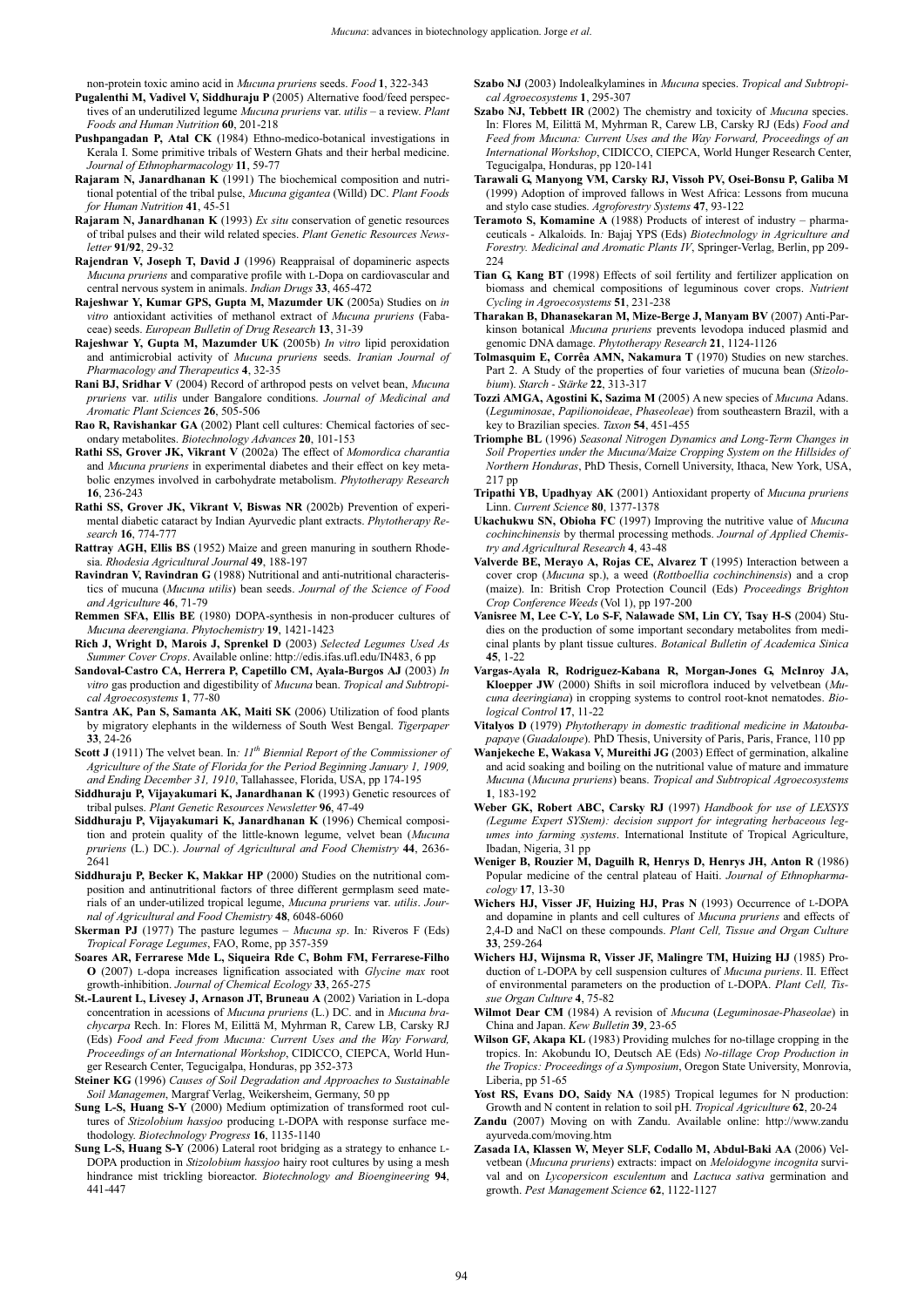non-protein toxic amino acid in *Mucuna pruriens* seeds. *Food* **1**, 322-343

**Pugalenthi M, Vadivel V, Siddhuraju P** (2005) Alternative food/feed perspectives of an underutilized legume *Mucuna pruriens* var. *utilis* – a review. *Plant Foods and Human Nutrition* **60**, 201-218

**Pushpangadan P, Atal CK** (1984) Ethno-medico-botanical investigations in Kerala I. Some primitive tribals of Western Ghats and their herbal medicine. *Journal of Ethnopharmacology* **11**, 59-77

**Rajaram N, Janardhanan K** (1991) The biochemical composition and nutritional potential of the tribal pulse, *Mucuna gigantea* (Willd) DC. *Plant Foods for Human Nutrition* **41**, 45-51

**Rajaram N, Janardhanan K** (1993) *Ex situ* conservation of genetic resources of tribal pulses and their wild related species. *Plant Genetic Resources Newsletter* **91/92**, 29-32

**Rajendran V, Joseph T, David J** (1996) Reappraisal of dopamineric aspects *Mucuna pruriens* and comparative profile with L-Dopa on cardiovascular and central nervous system in animals. *Indian Drugs* **33**, 465-472

**Rajeshwar Y, Kumar GPS, Gupta M, Mazumder UK** (2005a) Studies on *in vitro* antioxidant activities of methanol extract of *Mucuna pruriens* (Fabaceae) seeds. *European Bulletin of Drug Research* **13**, 31-39

**Rajeshwar Y, Gupta M, Mazumder UK** (2005b) *In vitro* lipid peroxidation and antimicrobial activity of *Mucuna pruriens* seeds. *Iranian Journal of Pharmacology and Therapeutics* **4**, 32-35

**Rani BJ, Sridhar V** (2004) Record of arthropod pests on velvet bean, *Mucuna pruriens* var. *utilis* under Bangalore conditions. *Journal of Medicinal and Aromatic Plant Sciences* **26**, 505-506

**Rao R, Ravishankar GA** (2002) Plant cell cultures: Chemical factories of secondary metabolites. *Biotechnology Advances* **20**, 101-153

**Rathi SS, Grover JK, Vikrant V** (2002a) The effect of *Momordica charantia* and *Mucuna pruriens* in experimental diabetes and their effect on key metabolic enzymes involved in carbohydrate metabolism. *Phytotherapy Research* **16**, 236-243

**Rathi SS, Grover JK, Vikrant V, Biswas NR** (2002b) Prevention of experimental diabetic cataract by Indian Ayurvedic plant extracts. *Phytotherapy Research* **16**, 774-777

**Rattray AGH, Ellis BS** (1952) Maize and green manuring in southern Rhodesia. *Rhodesia Agricultural Journal* **49**, 188-197

**Ravindran V, Ravindran G** (1988) Nutritional and anti-nutritional characteristics of mucuna (*Mucuna utilis*) bean seeds. *Journal of the Science of Food and Agriculture* **46**, 71-79

**Remmen SFA, Ellis BE** (1980) DOPA-synthesis in non-producer cultures of *Mucuna deerengiana*. *Phytochemistry* **19**, 1421-1423

**Rich J, Wright D, Marois J, Sprenkel D** (2003) *Selected Legumes Used As Summer Cover Crops*. Available online: http://edis.ifas.ufl.edu/IN483, 6 pp

**Sandoval-Castro CA, Herrera P, Capetillo CM, Ayala-Burgos AJ** (2003) *In vitro* gas production and digestibility of *Mucuna* bean. *Tropical and Subtropical Agroecosystems* **1**, 77-80

**Santra AK, Pan S, Samanta AK, Maiti SK** (2006) Utilization of food plants by migratory elephants in the wilderness of South West Bengal. *Tigerpaper* **33**, 24-26

**Scott J** (1911) The velvet bean. In*: 11th Biennial Report of the Commissioner of Agriculture of the State of Florida for the Period Beginning January 1, 1909, and Ending December 31, 1910*, Tallahassee, Florida, USA, pp 174-195

**Siddhuraju P, Vijayakumari K, Janardhanan K** (1993) Genetic resources of tribal pulses. *Plant Genetic Resources Newsletter* **96**, 47-49

**Siddhuraju P, Vijayakumari K, Janardhanan K** (1996) Chemical composition and protein quality of the little-known legume, velvet bean (*Mucuna pruriens* (L.) DC.). *Journal of Agricultural and Food Chemistry* **44**, 2636-2641

**Siddhuraju P, Becker K, Makkar HP** (2000) Studies on the nutritional composition and antinutritional factors of three different germplasm seed materials of an under-utilized tropical legume, *Mucuna pruriens* var. *utilis*. *Journal of Agricultural and Food Chemistry* **48**, 6048-6060

**Skerman PJ** (1977) The pasture legumes – *Mucuna sp*. In*:* Riveros F (Eds) *Tropical Forage Legumes*, FAO, Rome, pp 357-359

**Soares AR, Ferrarese Mde L, Siqueira Rde C, Bohm FM, Ferrarese-Filho O** (2007) L-dopa increases lignification associated with *Glycine max* root growth-inhibition. *Journal of Chemical Ecology* **33**, 265-275

**St.-Laurent L, Livesey J, Arnason JT, Bruneau A** (2002) Variation in L-dopa concentration in accessions of *Mucuna pruriens* (L.) DC. and in *Mucuna brachycarpa* Rech. In: Flores M, Eilittä M, Myhrman R, Carew LB, Carsky RJ (Eds) *Food and Feed from Mucuna: Current Uses and the Way Forward, Proceedings of an International Workshop*, CIDICCO, CIEPCA, World Hunger Research Center, Tegucigalpa, Honduras, pp 352-373

**Steiner KG** (1996) *Causes of Soil Degradation and Approaches to Sustainable Soil Managemen*, Margraf Verlag, Weikersheim, Germany, 50 pp

**Sung L-S, Huang S-Y** (2000) Medium optimization of transformed root cultures of *Stizolobium hassjoo* producing L-DOPA with response surface methodology. *Biotechnology Progress* **16**, 1135-1140

**Sung L-S, Huang S-Y** (2006) Lateral root bridging as a strategy to enhance L-DOPA production in *Stizolobium hassjoo* hairy root cultures by using a mesh hindrance mist trickling bioreactor. *Biotechnology and Bioengineering* **94**, 441-447

**Szabo NJ** (2003) Indolealkylamines in *Mucuna* species. *Tropical and Subtropical Agroecosystems* **1**, 295-307

**Szabo NJ, Tebbett IR** (2002) The chemistry and toxicity of *Mucuna* species. In: Flores M, Eilittä M, Myhrman R, Carew LB, Carsky RJ (Eds) *Food and Feed from Mucuna: Current Uses and the Way Forward, Proceedings of an International Workshop*, CIDICCO, CIEPCA, World Hunger Research Center, Tegucigalpa, Honduras, pp 120-141

**Tarawali G, Manyong VM, Carsky RJ, Vissoh PV, Osei-Bonsu P, Galiba M** (1999) Adoption of improved fallows in West Africa: Lessons from mucuna and stylo case studies. *Agroforestry Systems* **47**, 93-122

**Teramoto S, Komamine A** (1988) Products of interest of industry – pharmaceuticals - Alkaloids. In*:* Bajaj YPS (Eds) *Biotechnology in Agriculture and Forestry. Medicinal and Aromatic Plants IV*, Springer-Verlag, Berlin, pp 209-224

**Tian G, Kang BT** (1998) Effects of soil fertility and fertilizer application on biomass and chemical compositions of leguminous cover crops. *Nutrient Cycling in Agroecosystems* **51**, 231-238

**Tharakan B, Dhanasekaran M, Mize-Berge J, Manyam BV** (2007) Anti-Parkinson botanical *Mucuna pruriens* prevents levodopa induced plasmid and genomic DNA damage. *Phytotherapy Research* **21**, 1124-1126

**Tolmasquim E, Corrêa AMN, Nakamura T** (1970) Studies on new starches. Part 2. A study of the properties of four varieties of mucuna bean (*Stizolobium*). *Starch - Stärke* **22**, 313-317

**Tozzi AMGA, Agostini K, Sazima M** (2005) A new species of *Mucuna* Adans. (*Leguminosae*, *Papilionoideae*, *Phaseoleae*) from southeastern Brazil, with a key to Brazilian species. *Taxon* **54**, 451-455

**Triomphe BL** (1996) *Seasonal Nitrogen Dynamics and Long-Term Changes in Soil Properties under the Mucuna/Maize Cropping System on the Hillsides of Northern Honduras*, PhD Thesis, Cornell University, Ithaca, New York, USA, 217 pp

**Tripathi YB, Upadhyay AK** (2001) Antioxidant property of *Mucuna pruriens* Linn. *Current Science* **80**, 1377-1378

**Ukachukwu SN, Obioha FC** (1997) Improving the nutritive value of *Mucuna cochinchinensis* by thermal processing methods. *Journal of Applied Chemistry and Agricultural Research* **4**, 43-48

**Valverde BE, Merayo A, Rojas CE, Alvarez T** (1995) Interaction between a cover crop (*Mucuna* sp.), a weed (*Rottboellia cochinchinensis*) and a crop (maize). In: British Crop Protection Council (Eds) *Proceedings Brighton Crop Conference Weeds* (Vol 1), pp 197-200

**Vanisree M, Lee C-Y, Lo S-F, Nalawade SM, Lin CY, Tsay H-S** (2004) Studies on the production of some important secondary metabolites from medicinal plants by plant tissue cultures. *Botanical Bulletin of Academica Sinica* **45**, 1-22

**Vargas-Ayala R, Rodriguez-Kabana R, Morgan-Jones G, McInroy JA, Kloepper JW** (2000) Shifts in soil microflora induced by velvetbean (*Mucuna deeringiana*) in cropping systems to control root-knot nematodes. *Biological Control* **17**, 11-22

**Vitalyos D** (1979) *Phytotherapy in domestic traditional medicine in Matoubapapaye* (*Guadaloupe*). PhD Thesis, University of Paris, Paris, France, 110 pp

**Wanjekeche E, Wakasa V, Mureithi JG** (2003) Effect of germination, alkaline and acid soaking and boiling on the nutritional value of mature and immature *Mucuna* (*Mucuna pruriens*) beans. *Tropical and Subtropical Agroecosystems* **1**, 183-192

**Weber GK, Robert ABC, Carsky RJ** (1997) *Handbook for use of LEXSYS (Legume Expert SYStem): decision support for integrating herbaceous legumes into farming systems*. International Institute of Tropical Agriculture, Ibadan, Nigeria, 31 pp

**Weniger B, Rouzier M, Daguilh R, Henrys D, Henrys JH, Anton R** (1986) Popular medicine of the central plateau of Haiti. *Journal of Ethnopharmacology* **17**, 13-30

**Wichers HJ, Visser JF, Huizing HJ, Pras N** (1993) Occurrence of L-DOPA and dopamine in plants and cell cultures of *Mucuna pruriens* and effects of 2,4-D and NaCl on these compounds. *Plant Cell, Tissue and Organ Culture* **33**, 259-264

**Wichers HJ, Wijnsma R, Visser JF, Malingre TM, Huizing HJ** (1985) Production of L-DOPA by cell suspension cultures of *Mucuna puriens*. II. Effect of environmental parameters on the production of L-DOPA. *Plant Cell, Tissue Organ Culture* **4**, 75-82

**Wilmot Dear CM** (1984) A revision of *Mucuna* (*Leguminosae-Phaseolae*) in China and Japan. *Kew Bulletin* **39**, 23-65

**Wilson GF, Akapa KL** (1983) Providing mulches for no-tillage cropping in the tropics. In: Akobundu IO, Deutsch AE (Eds) *No-tillage Crop Production in the Tropics: Proceedings of a Symposium*, Oregon State University, Monrovia, Liberia, pp 51-65

**Yost RS, Evans DO, Saidy NA** (1985) Tropical legumes for N production: Growth and N content in relation to soil pH. *Tropical Agriculture* **62**, 20-24

**Zandu** (2007) Moving on with Zandu. Available online: http://www.zanduayurveda.com/moving.htm

**Zasada IA, Klassen W, Meyer SLF, Codallo M, Abdul-Baki AA** (2006) Velvetbean (*Mucuna pruriens*) extracts: impact on *Meloidogyne incognita* survival and on *Lycopersicon esculentum* and *Lactuca sativa* germination and growth. *Pest Management Science* **62**, 1122-1127